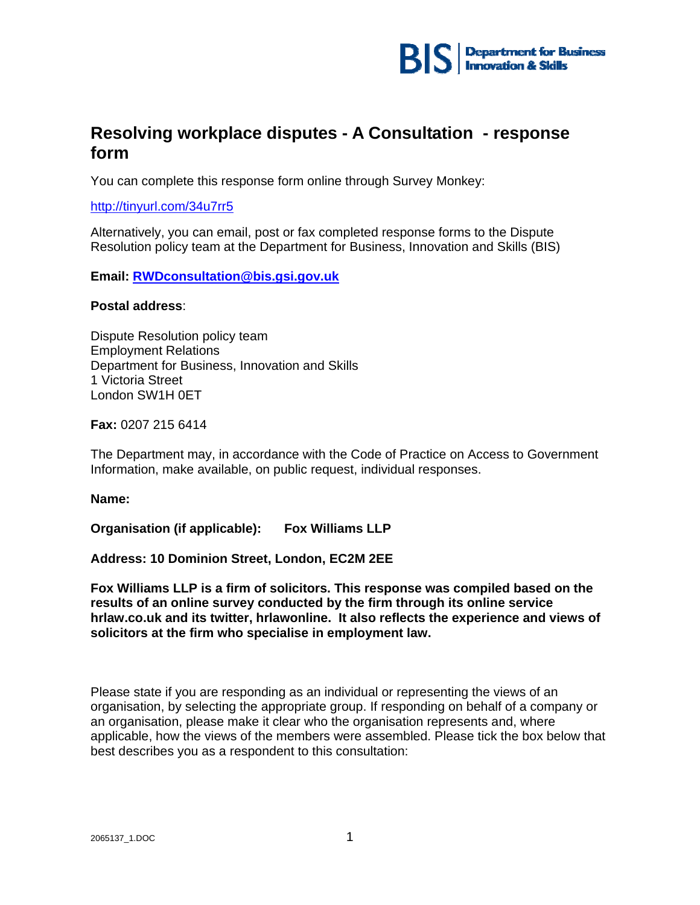BIS | Department for Business Innovation & Skills

# Resolving workplace disputes - A Consultation - response form

You can complete this response form online through Survey Monkey:

http://tinyurl.com/34u7rr5

Alternatively, you can email, post or fax completed response forms to the Dispute Resolution policy team at the Department for Business, Innovation and Skills (BIS)

**Email: RWDconsultation@bis.gsi.gov.uk**

**Postal address**:

Dispute Resolution policy team
Employment Relations
Department for Business, Innovation and Skills
1 Victoria Street
London SW1H 0ET

**Fax:** 0207 215 6414

The Department may, in accordance with the Code of Practice on Access to Government Information, make available, on public request, individual responses.

**Name:**

**Organisation (if applicable): Fox Williams LLP**

**Address: 10 Dominion Street, London, EC2M 2EE**

**Fox Williams LLP is a firm of solicitors. This response was compiled based on the results of an online survey conducted by the firm through its online service hrlaw.co.uk and its twitter, hrlawonline. It also reflects the experience and views of solicitors at the firm who specialise in employment law.**

Please state if you are responding as an individual or representing the views of an organisation, by selecting the appropriate group. If responding on behalf of a company or an organisation, please make it clear who the organisation represents and, where applicable, how the views of the members were assembled. Please tick the box below that best describes you as a respondent to this consultation: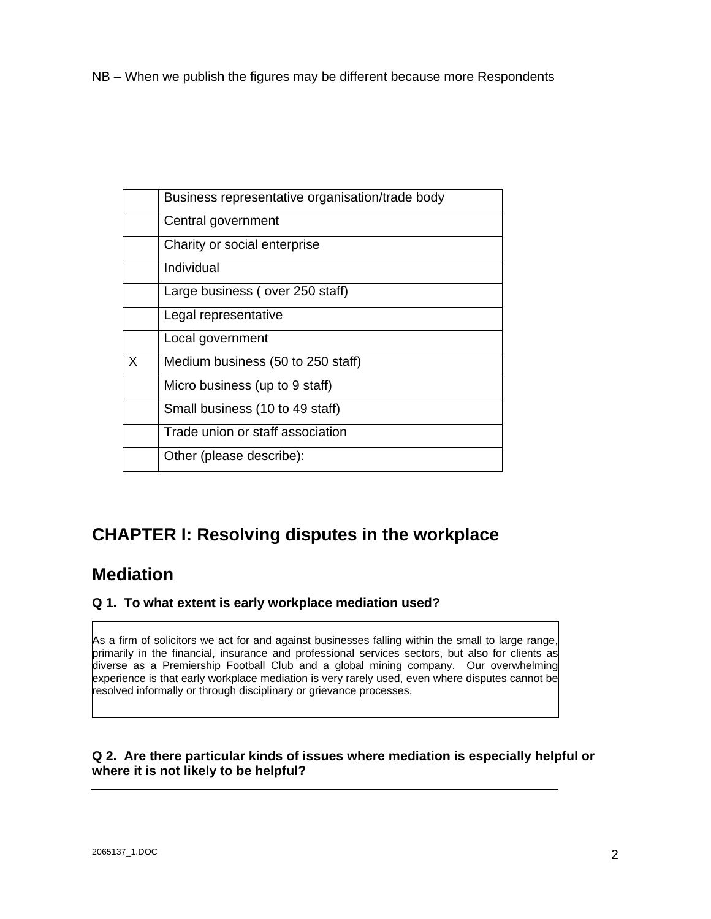NB – When we publish the figures may be different because more Respondents

| | |
|---|---|
| | Business representative organisation/trade body |
| | Central government |
| | Charity or social enterprise |
| | Individual |
| | Large business ( over 250 staff) |
| | Legal representative |
| | Local government |
| X | Medium business (50 to 250 staff) |
| | Micro business (up to 9 staff) |
| | Small business (10 to 49 staff) |
| | Trade union or staff association |
| | Other (please describe): |

# CHAPTER I: Resolving disputes in the workplace

## Mediation

### Q 1. To what extent is early workplace mediation used?

As a firm of solicitors we act for and against businesses falling within the small to large range, primarily in the financial, insurance and professional services sectors, but also for clients as diverse as a Premiership Football Club and a global mining company. Our overwhelming experience is that early workplace mediation is very rarely used, even where disputes cannot be resolved informally or through disciplinary or grievance processes.

### Q 2. Are there particular kinds of issues where mediation is especially helpful or where it is not likely to be helpful?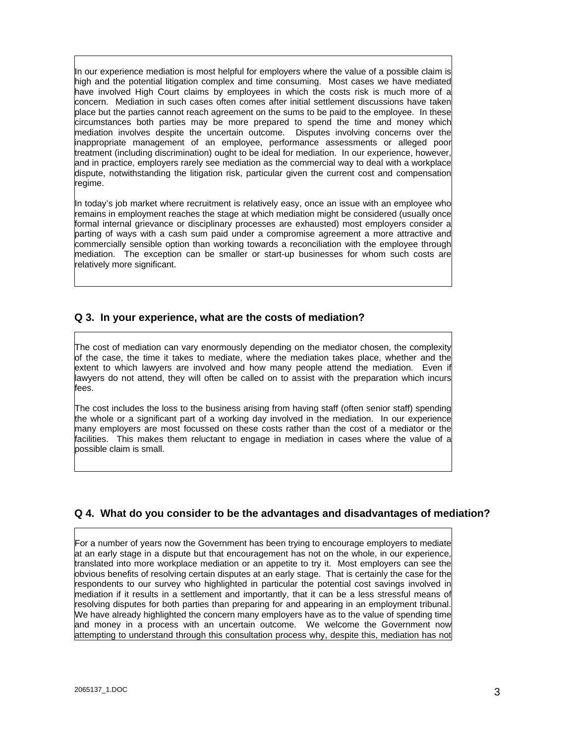In our experience mediation is most helpful for employers where the value of a possible claim is high and the potential litigation complex and time consuming. Most cases we have mediated have involved High Court claims by employees in which the costs risk is much more of a concern. Mediation in such cases often comes after initial settlement discussions have taken place but the parties cannot reach agreement on the sums to be paid to the employee. In these circumstances both parties may be more prepared to spend the time and money which mediation involves despite the uncertain outcome. Disputes involving concerns over the inappropriate management of an employee, performance assessments or alleged poor treatment (including discrimination) ought to be ideal for mediation. In our experience, however, and in practice, employers rarely see mediation as the commercial way to deal with a workplace dispute, notwithstanding the litigation risk, particular given the current cost and compensation regime.

In today's job market where recruitment is relatively easy, once an issue with an employee who remains in employment reaches the stage at which mediation might be considered (usually once formal internal grievance or disciplinary processes are exhausted) most employers consider a parting of ways with a cash sum paid under a compromise agreement a more attractive and commercially sensible option than working towards a reconciliation with the employee through mediation. The exception can be smaller or start-up businesses for whom such costs are relatively more significant.

## Q 3. In your experience, what are the costs of mediation?

The cost of mediation can vary enormously depending on the mediator chosen, the complexity of the case, the time it takes to mediate, where the mediation takes place, whether and the extent to which lawyers are involved and how many people attend the mediation. Even if lawyers do not attend, they will often be called on to assist with the preparation which incurs fees.

The cost includes the loss to the business arising from having staff (often senior staff) spending the whole or a significant part of a working day involved in the mediation. In our experience many employers are most focussed on these costs rather than the cost of a mediator or the facilities. This makes them reluctant to engage in mediation in cases where the value of a possible claim is small.

## Q 4. What do you consider to be the advantages and disadvantages of mediation?

For a number of years now the Government has been trying to encourage employers to mediate at an early stage in a dispute but that encouragement has not on the whole, in our experience, translated into more workplace mediation or an appetite to try it. Most employers can see the obvious benefits of resolving certain disputes at an early stage. That is certainly the case for the respondents to our survey who highlighted in particular the potential cost savings involved in mediation if it results in a settlement and importantly, that it can be a less stressful means of resolving disputes for both parties than preparing for and appearing in an employment tribunal. We have already highlighted the concern many employers have as to the value of spending time and money in a process with an uncertain outcome. We welcome the Government now attempting to understand through this consultation process why, despite this, mediation has not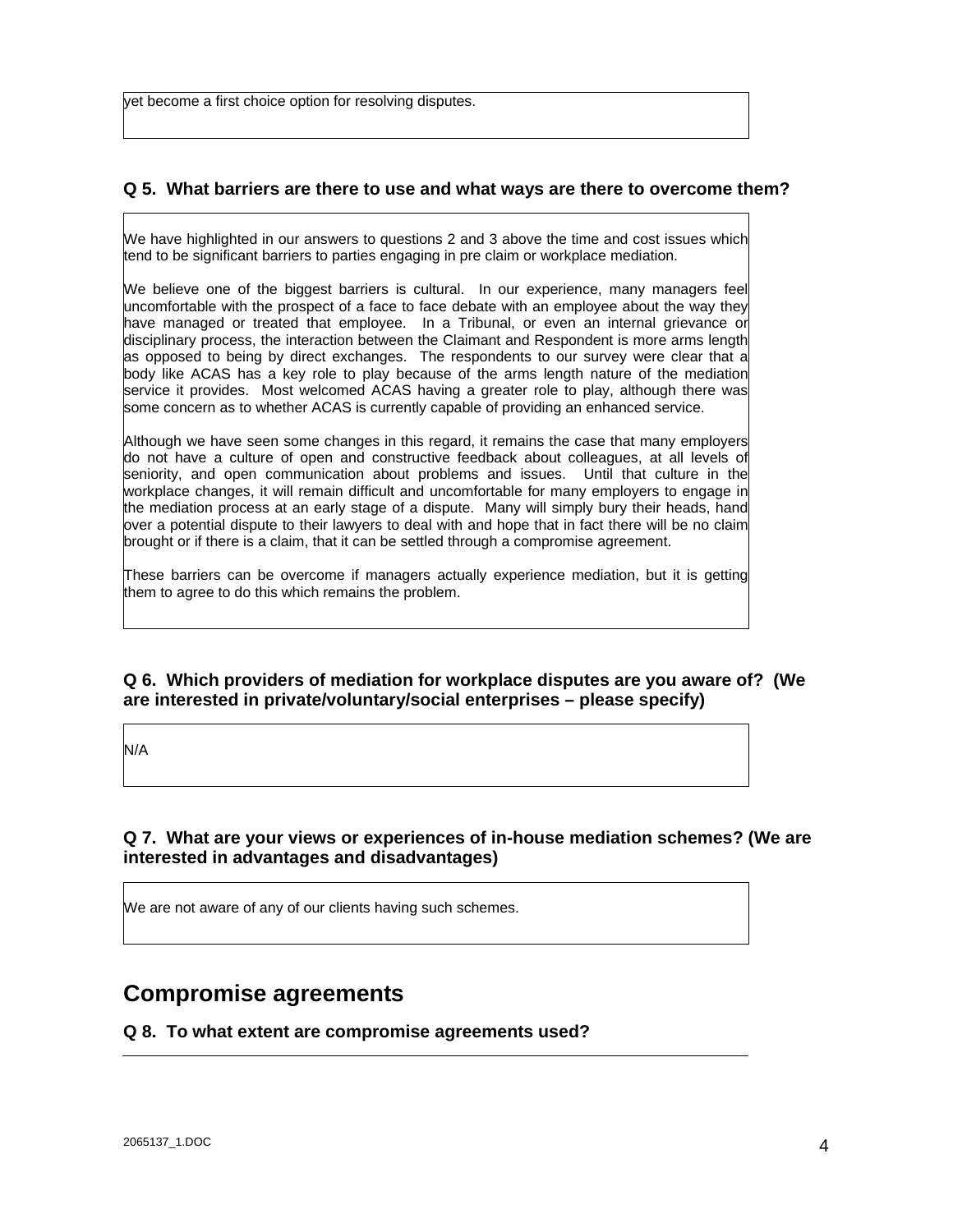yet become a first choice option for resolving disputes.

### Q 5. What barriers are there to use and what ways are there to overcome them?

We have highlighted in our answers to questions 2 and 3 above the time and cost issues which tend to be significant barriers to parties engaging in pre claim or workplace mediation.

We believe one of the biggest barriers is cultural. In our experience, many managers feel uncomfortable with the prospect of a face to face debate with an employee about the way they have managed or treated that employee. In a Tribunal, or even an internal grievance or disciplinary process, the interaction between the Claimant and Respondent is more arms length as opposed to being by direct exchanges. The respondents to our survey were clear that a body like ACAS has a key role to play because of the arms length nature of the mediation service it provides. Most welcomed ACAS having a greater role to play, although there was some concern as to whether ACAS is currently capable of providing an enhanced service.

Although we have seen some changes in this regard, it remains the case that many employers do not have a culture of open and constructive feedback about colleagues, at all levels of seniority, and open communication about problems and issues. Until that culture in the workplace changes, it will remain difficult and uncomfortable for many employers to engage in the mediation process at an early stage of a dispute. Many will simply bury their heads, hand over a potential dispute to their lawyers to deal with and hope that in fact there will be no claim brought or if there is a claim, that it can be settled through a compromise agreement.

These barriers can be overcome if managers actually experience mediation, but it is getting them to agree to do this which remains the problem.

### Q 6. Which providers of mediation for workplace disputes are you aware of? (We are interested in private/voluntary/social enterprises – please specify)

N/A

### Q 7. What are your views or experiences of in-house mediation schemes? (We are interested in advantages and disadvantages)

We are not aware of any of our clients having such schemes.

## Compromise agreements

### Q 8. To what extent are compromise agreements used?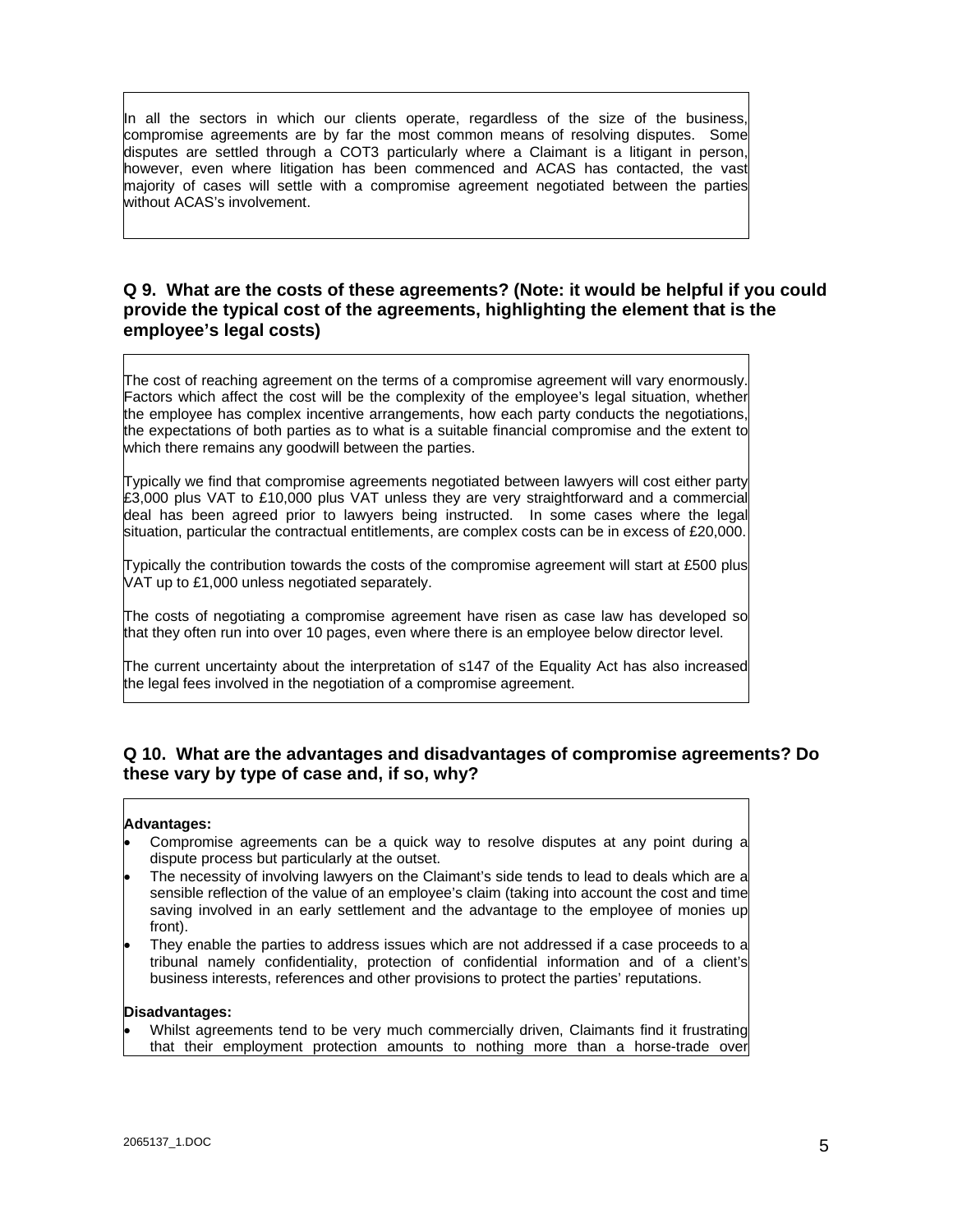In all the sectors in which our clients operate, regardless of the size of the business, compromise agreements are by far the most common means of resolving disputes. Some disputes are settled through a COT3 particularly where a Claimant is a litigant in person, however, even where litigation has been commenced and ACAS has contacted, the vast majority of cases will settle with a compromise agreement negotiated between the parties without ACAS's involvement.

### Q 9. What are the costs of these agreements? (Note: it would be helpful if you could provide the typical cost of the agreements, highlighting the element that is the employee's legal costs)

The cost of reaching agreement on the terms of a compromise agreement will vary enormously. Factors which affect the cost will be the complexity of the employee's legal situation, whether the employee has complex incentive arrangements, how each party conducts the negotiations, the expectations of both parties as to what is a suitable financial compromise and the extent to which there remains any goodwill between the parties.

Typically we find that compromise agreements negotiated between lawyers will cost either party £3,000 plus VAT to £10,000 plus VAT unless they are very straightforward and a commercial deal has been agreed prior to lawyers being instructed. In some cases where the legal situation, particular the contractual entitlements, are complex costs can be in excess of £20,000.

Typically the contribution towards the costs of the compromise agreement will start at £500 plus VAT up to £1,000 unless negotiated separately.

The costs of negotiating a compromise agreement have risen as case law has developed so that they often run into over 10 pages, even where there is an employee below director level.

The current uncertainty about the interpretation of s147 of the Equality Act has also increased the legal fees involved in the negotiation of a compromise agreement.

### Q 10. What are the advantages and disadvantages of compromise agreements? Do these vary by type of case and, if so, why?

**Advantages:**

- Compromise agreements can be a quick way to resolve disputes at any point during a dispute process but particularly at the outset.
- The necessity of involving lawyers on the Claimant's side tends to lead to deals which are a sensible reflection of the value of an employee's claim (taking into account the cost and time saving involved in an early settlement and the advantage to the employee of monies up front).
- They enable the parties to address issues which are not addressed if a case proceeds to a tribunal namely confidentiality, protection of confidential information and of a client's business interests, references and other provisions to protect the parties' reputations.

**Disadvantages:**

- Whilst agreements tend to be very much commercially driven, Claimants find it frustrating that their employment protection amounts to nothing more than a horse-trade over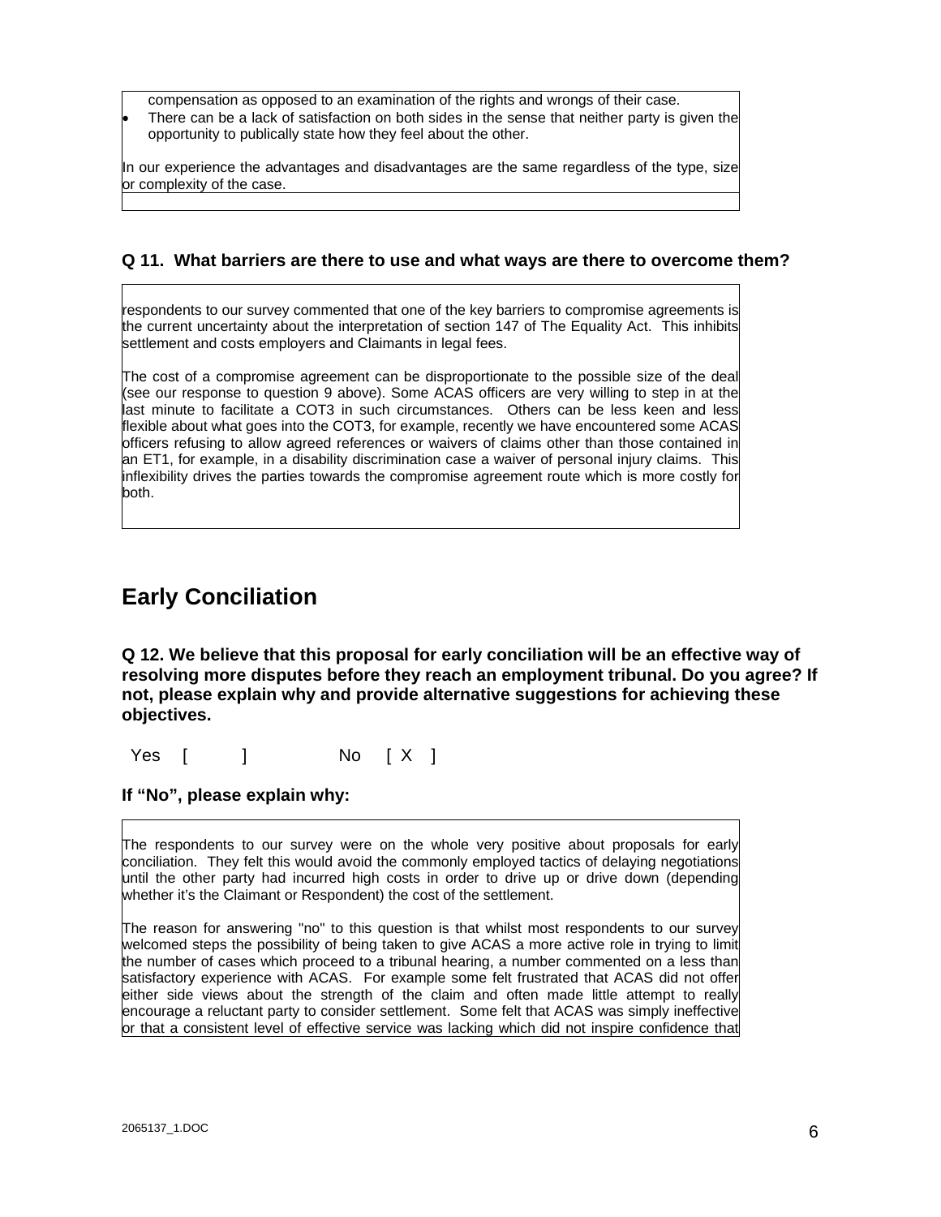compensation as opposed to an examination of the rights and wrongs of their case.

- There can be a lack of satisfaction on both sides in the sense that neither party is given the opportunity to publically state how they feel about the other.

In our experience the advantages and disadvantages are the same regardless of the type, size or complexity of the case.

### Q 11. What barriers are there to use and what ways are there to overcome them?

respondents to our survey commented that one of the key barriers to compromise agreements is the current uncertainty about the interpretation of section 147 of The Equality Act. This inhibits settlement and costs employers and Claimants in legal fees.

The cost of a compromise agreement can be disproportionate to the possible size of the deal (see our response to question 9 above). Some ACAS officers are very willing to step in at the last minute to facilitate a COT3 in such circumstances. Others can be less keen and less flexible about what goes into the COT3, for example, recently we have encountered some ACAS officers refusing to allow agreed references or waivers of claims other than those contained in an ET1, for example, in a disability discrimination case a waiver of personal injury claims. This inflexibility drives the parties towards the compromise agreement route which is more costly for both.

## Early Conciliation

### Q 12. We believe that this proposal for early conciliation will be an effective way of resolving more disputes before they reach an employment tribunal. Do you agree? If not, please explain why and provide alternative suggestions for achieving these objectives.

Yes [ ] No [ X ]

**If "No", please explain why:**

The respondents to our survey were on the whole very positive about proposals for early conciliation. They felt this would avoid the commonly employed tactics of delaying negotiations until the other party had incurred high costs in order to drive up or drive down (depending whether it's the Claimant or Respondent) the cost of the settlement.

The reason for answering "no" to this question is that whilst most respondents to our survey welcomed steps the possibility of being taken to give ACAS a more active role in trying to limit the number of cases which proceed to a tribunal hearing, a number commented on a less than satisfactory experience with ACAS. For example some felt frustrated that ACAS did not offer either side views about the strength of the claim and often made little attempt to really encourage a reluctant party to consider settlement. Some felt that ACAS was simply ineffective or that a consistent level of effective service was lacking which did not inspire confidence that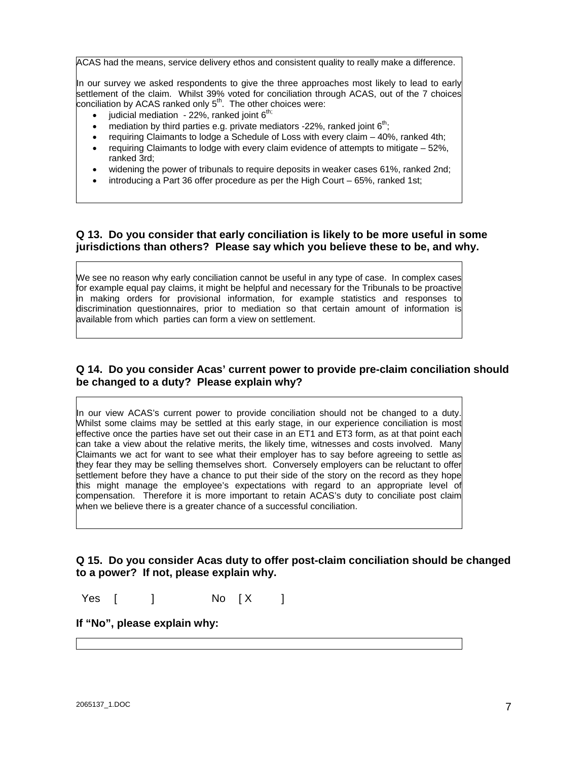ACAS had the means, service delivery ethos and consistent quality to really make a difference.

In our survey we asked respondents to give the three approaches most likely to lead to early settlement of the claim. Whilst 39% voted for conciliation through ACAS, out of the 7 choices conciliation by ACAS ranked only 5th. The other choices were:

- judicial mediation - 22%, ranked joint 6th;
- mediation by third parties e.g. private mediators -22%, ranked joint 6th;
- requiring Claimants to lodge a Schedule of Loss with every claim – 40%, ranked 4th;
- requiring Claimants to lodge with every claim evidence of attempts to mitigate – 52%, ranked 3rd;
- widening the power of tribunals to require deposits in weaker cases 61%, ranked 2nd;
- introducing a Part 36 offer procedure as per the High Court – 65%, ranked 1st;

**Q 13. Do you consider that early conciliation is likely to be more useful in some jurisdictions than others? Please say which you believe these to be, and why.**

We see no reason why early conciliation cannot be useful in any type of case. In complex cases for example equal pay claims, it might be helpful and necessary for the Tribunals to be proactive in making orders for provisional information, for example statistics and responses to discrimination questionnaires, prior to mediation so that certain amount of information is available from which parties can form a view on settlement.

**Q 14. Do you consider Acas' current power to provide pre-claim conciliation should be changed to a duty? Please explain why?**

In our view ACAS's current power to provide conciliation should not be changed to a duty. Whilst some claims may be settled at this early stage, in our experience conciliation is most effective once the parties have set out their case in an ET1 and ET3 form, as at that point each can take a view about the relative merits, the likely time, witnesses and costs involved. Many Claimants we act for want to see what their employer has to say before agreeing to settle as they fear they may be selling themselves short. Conversely employers can be reluctant to offer settlement before they have a chance to put their side of the story on the record as they hope this might manage the employee's expectations with regard to an appropriate level of compensation. Therefore it is more important to retain ACAS's duty to conciliate post claim when we believe there is a greater chance of a successful conciliation.

**Q 15. Do you consider Acas duty to offer post-claim conciliation should be changed to a power? If not, please explain why.**

Yes [ ]     No [X ]

**If "No", please explain why:**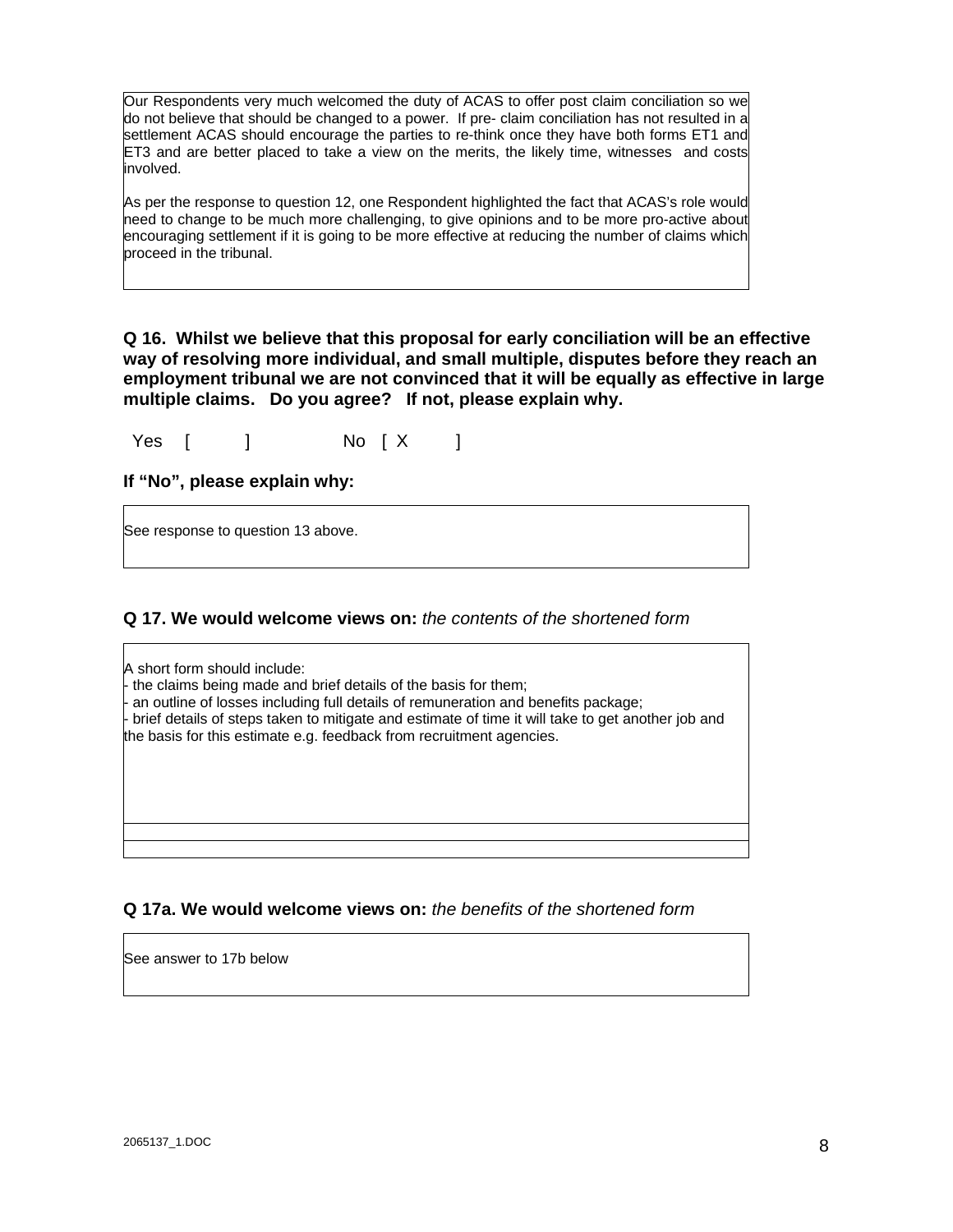Our Respondents very much welcomed the duty of ACAS to offer post claim conciliation so we do not believe that should be changed to a power. If pre- claim conciliation has not resulted in a settlement ACAS should encourage the parties to re-think once they have both forms ET1 and ET3 and are better placed to take a view on the merits, the likely time, witnesses and costs involved.

As per the response to question 12, one Respondent highlighted the fact that ACAS's role would need to change to be much more challenging, to give opinions and to be more pro-active about encouraging settlement if it is going to be more effective at reducing the number of claims which proceed in the tribunal.

**Q 16. Whilst we believe that this proposal for early conciliation will be an effective way of resolving more individual, and small multiple, disputes before they reach an employment tribunal we are not convinced that it will be equally as effective in large multiple claims. Do you agree? If not, please explain why.**

Yes [ ] No [ X ]

**If "No", please explain why:**

See response to question 13 above.

**Q 17. We would welcome views on:** *the contents of the shortened form*

A short form should include:
- the claims being made and brief details of the basis for them;
- an outline of losses including full details of remuneration and benefits package;
- brief details of steps taken to mitigate and estimate of time it will take to get another job and the basis for this estimate e.g. feedback from recruitment agencies.

**Q 17a. We would welcome views on:** *the benefits of the shortened form*

See answer to 17b below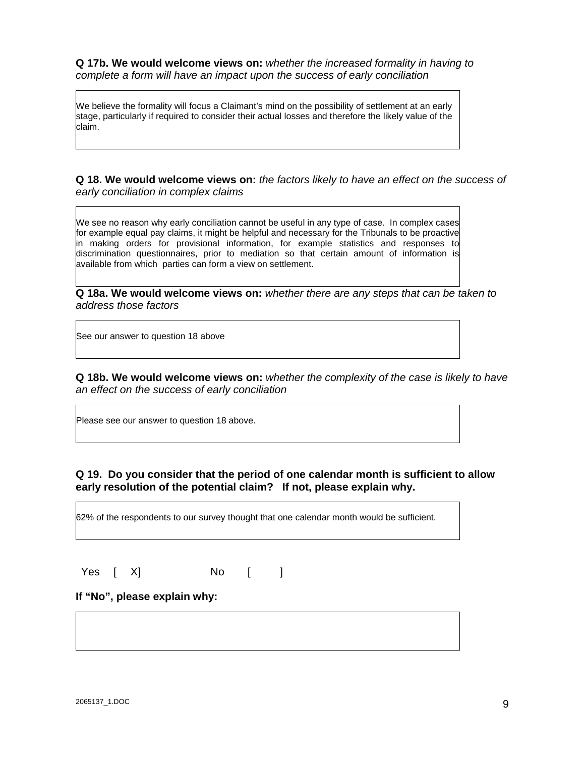**Q 17b. We would welcome views on:** *whether the increased formality in having to complete a form will have an impact upon the success of early conciliation*

We believe the formality will focus a Claimant's mind on the possibility of settlement at an early stage, particularly if required to consider their actual losses and therefore the likely value of the claim.

**Q 18. We would welcome views on:** *the factors likely to have an effect on the success of early conciliation in complex claims*

We see no reason why early conciliation cannot be useful in any type of case. In complex cases for example equal pay claims, it might be helpful and necessary for the Tribunals to be proactive in making orders for provisional information, for example statistics and responses to discrimination questionnaires, prior to mediation so that certain amount of information is available from which parties can form a view on settlement.

**Q 18a. We would welcome views on:** *whether there are any steps that can be taken to address those factors*

See our answer to question 18 above

**Q 18b. We would welcome views on:** *whether the complexity of the case is likely to have an effect on the success of early conciliation*

Please see our answer to question 18 above.

**Q 19. Do you consider that the period of one calendar month is sufficient to allow early resolution of the potential claim? If not, please explain why.**

62% of the respondents to our survey thought that one calendar month would be sufficient.

Yes [ X] No [ ]

**If "No", please explain why:**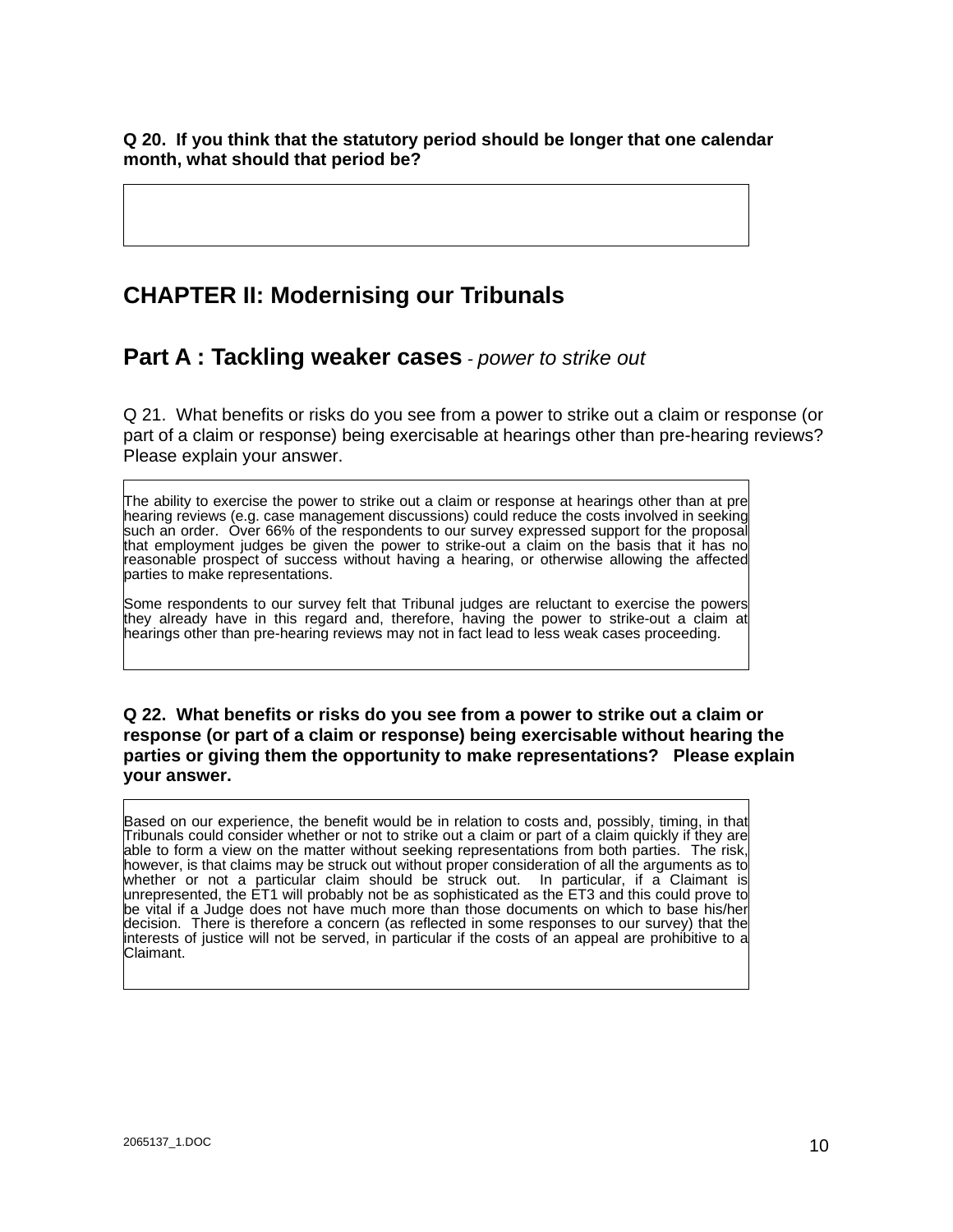**Q 20. If you think that the statutory period should be longer that one calendar month, what should that period be?**

## CHAPTER II: Modernising our Tribunals

## Part A : Tackling weaker cases - *power to strike out*

Q 21. What benefits or risks do you see from a power to strike out a claim or response (or part of a claim or response) being exercisable at hearings other than pre-hearing reviews? Please explain your answer.

The ability to exercise the power to strike out a claim or response at hearings other than at pre hearing reviews (e.g. case management discussions) could reduce the costs involved in seeking such an order. Over 66% of the respondents to our survey expressed support for the proposal that employment judges be given the power to strike-out a claim on the basis that it has no reasonable prospect of success without having a hearing, or otherwise allowing the affected parties to make representations.

Some respondents to our survey felt that Tribunal judges are reluctant to exercise the powers they already have in this regard and, therefore, having the power to strike-out a claim at hearings other than pre-hearing reviews may not in fact lead to less weak cases proceeding.

**Q 22. What benefits or risks do you see from a power to strike out a claim or response (or part of a claim or response) being exercisable without hearing the parties or giving them the opportunity to make representations? Please explain your answer.**

Based on our experience, the benefit would be in relation to costs and, possibly, timing, in that Tribunals could consider whether or not to strike out a claim or part of a claim quickly if they are able to form a view on the matter without seeking representations from both parties. The risk, however, is that claims may be struck out without proper consideration of all the arguments as to whether or not a particular claim should be struck out. In particular, if a Claimant is unrepresented, the ET1 will probably not be as sophisticated as the ET3 and this could prove to be vital if a Judge does not have much more than those documents on which to base his/her decision. There is therefore a concern (as reflected in some responses to our survey) that the interests of justice will not be served, in particular if the costs of an appeal are prohibitive to a Claimant.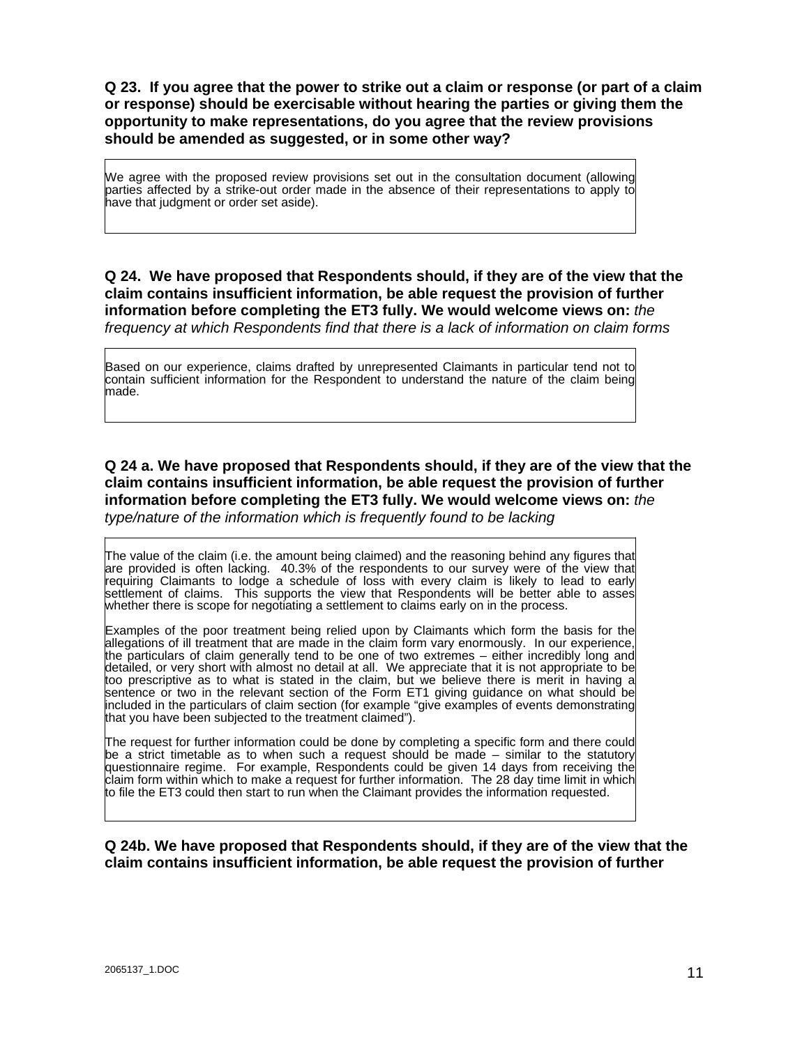**Q 23. If you agree that the power to strike out a claim or response (or part of a claim or response) should be exercisable without hearing the parties or giving them the opportunity to make representations, do you agree that the review provisions should be amended as suggested, or in some other way?**

We agree with the proposed review provisions set out in the consultation document (allowing parties affected by a strike-out order made in the absence of their representations to apply to have that judgment or order set aside).

**Q 24. We have proposed that Respondents should, if they are of the view that the claim contains insufficient information, be able request the provision of further information before completing the ET3 fully. We would welcome views on:** *the frequency at which Respondents find that there is a lack of information on claim forms*

Based on our experience, claims drafted by unrepresented Claimants in particular tend not to contain sufficient information for the Respondent to understand the nature of the claim being made.

**Q 24 a. We have proposed that Respondents should, if they are of the view that the claim contains insufficient information, be able request the provision of further information before completing the ET3 fully. We would welcome views on:** *the type/nature of the information which is frequently found to be lacking*

The value of the claim (i.e. the amount being claimed) and the reasoning behind any figures that are provided is often lacking. 40.3% of the respondents to our survey were of the view that requiring Claimants to lodge a schedule of loss with every claim is likely to lead to early settlement of claims. This supports the view that Respondents will be better able to asses whether there is scope for negotiating a settlement to claims early on in the process.

Examples of the poor treatment being relied upon by Claimants which form the basis for the allegations of ill treatment that are made in the claim form vary enormously. In our experience, the particulars of claim generally tend to be one of two extremes – either incredibly long and detailed, or very short with almost no detail at all. We appreciate that it is not appropriate to be too prescriptive as to what is stated in the claim, but we believe there is merit in having a sentence or two in the relevant section of the Form ET1 giving guidance on what should be included in the particulars of claim section (for example "give examples of events demonstrating that you have been subjected to the treatment claimed").

The request for further information could be done by completing a specific form and there could be a strict timetable as to when such a request should be made – similar to the statutory questionnaire regime. For example, Respondents could be given 14 days from receiving the claim form within which to make a request for further information. The 28 day time limit in which to file the ET3 could then start to run when the Claimant provides the information requested.

**Q 24b. We have proposed that Respondents should, if they are of the view that the claim contains insufficient information, be able request the provision of further**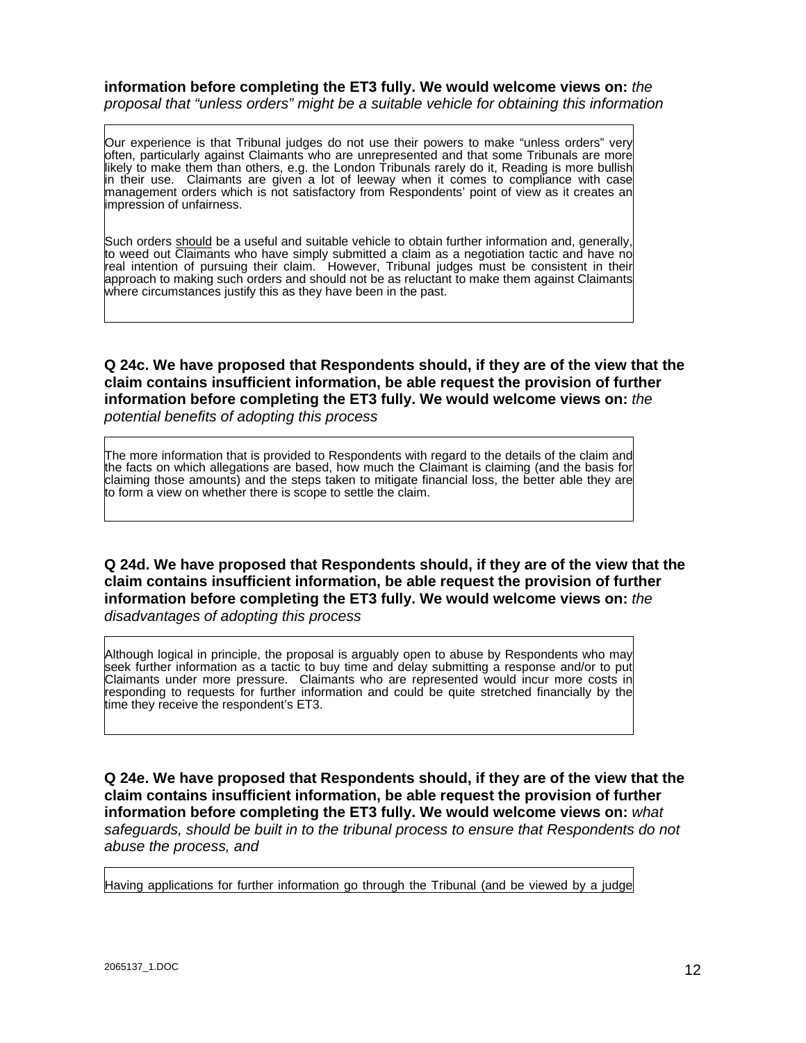**information before completing the ET3 fully. We would welcome views on:** *the proposal that "unless orders" might be a suitable vehicle for obtaining this information*

Our experience is that Tribunal judges do not use their powers to make "unless orders" very often, particularly against Claimants who are unrepresented and that some Tribunals are more likely to make them than others, e.g. the London Tribunals rarely do it, Reading is more bullish in their use. Claimants are given a lot of leeway when it comes to compliance with case management orders which is not satisfactory from Respondents' point of view as it creates an impression of unfairness.

Such orders should be a useful and suitable vehicle to obtain further information and, generally, to weed out Claimants who have simply submitted a claim as a negotiation tactic and have no real intention of pursuing their claim. However, Tribunal judges must be consistent in their approach to making such orders and should not be as reluctant to make them against Claimants where circumstances justify this as they have been in the past.

**Q 24c. We have proposed that Respondents should, if they are of the view that the claim contains insufficient information, be able request the provision of further information before completing the ET3 fully. We would welcome views on:** *the potential benefits of adopting this process*

The more information that is provided to Respondents with regard to the details of the claim and the facts on which allegations are based, how much the Claimant is claiming (and the basis for claiming those amounts) and the steps taken to mitigate financial loss, the better able they are to form a view on whether there is scope to settle the claim.

**Q 24d. We have proposed that Respondents should, if they are of the view that the claim contains insufficient information, be able request the provision of further information before completing the ET3 fully. We would welcome views on:** *the disadvantages of adopting this process*

Although logical in principle, the proposal is arguably open to abuse by Respondents who may seek further information as a tactic to buy time and delay submitting a response and/or to put Claimants under more pressure. Claimants who are represented would incur more costs in responding to requests for further information and could be quite stretched financially by the time they receive the respondent's ET3.

**Q 24e. We have proposed that Respondents should, if they are of the view that the claim contains insufficient information, be able request the provision of further information before completing the ET3 fully. We would welcome views on:** *what safeguards, should be built in to the tribunal process to ensure that Respondents do not abuse the process, and*

Having applications for further information go through the Tribunal (and be viewed by a judge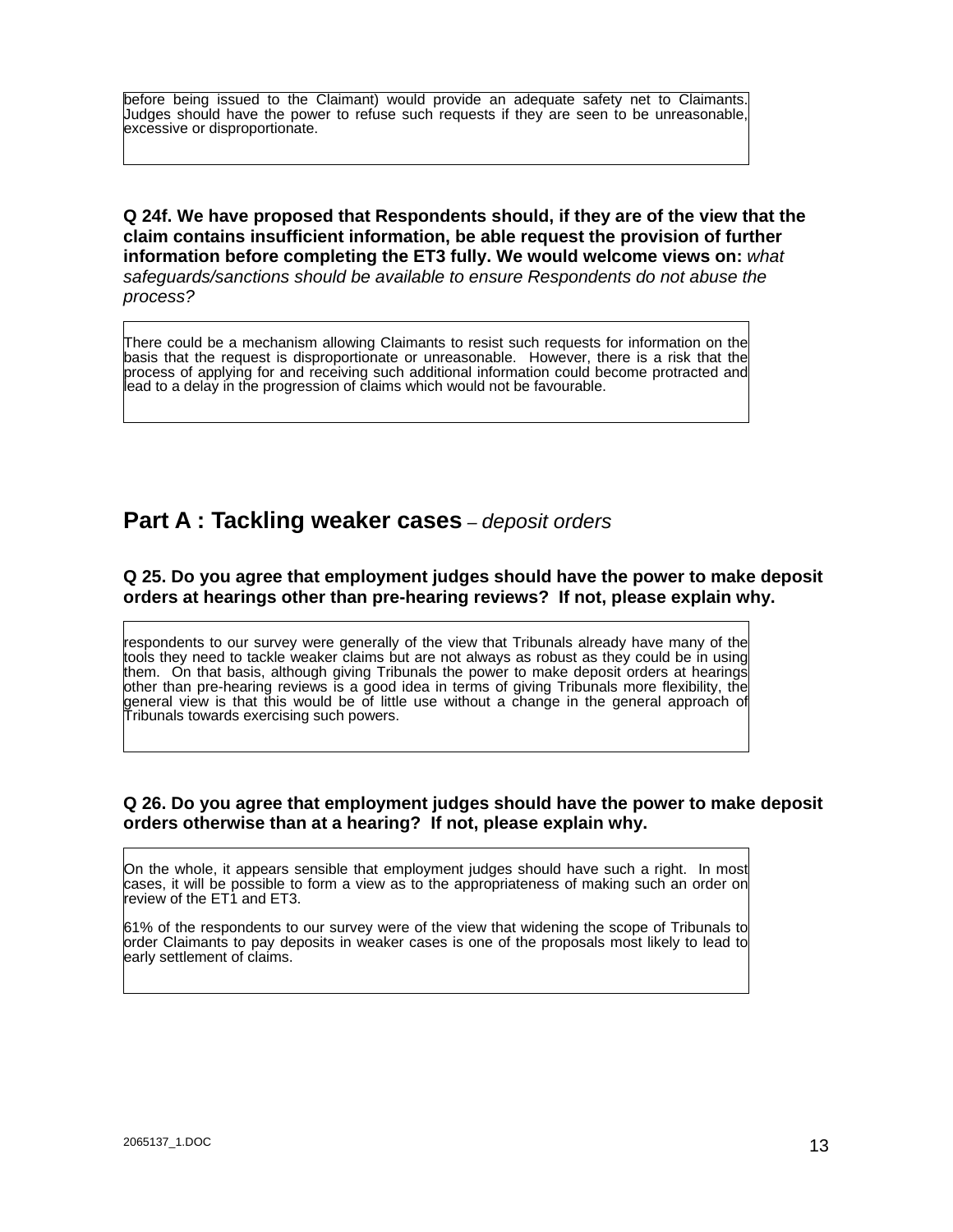before being issued to the Claimant) would provide an adequate safety net to Claimants. Judges should have the power to refuse such requests if they are seen to be unreasonable, excessive or disproportionate.

**Q 24f. We have proposed that Respondents should, if they are of the view that the claim contains insufficient information, be able request the provision of further information before completing the ET3 fully. We would welcome views on:** *what safeguards/sanctions should be available to ensure Respondents do not abuse the process?*

There could be a mechanism allowing Claimants to resist such requests for information on the basis that the request is disproportionate or unreasonable. However, there is a risk that the process of applying for and receiving such additional information could become protracted and lead to a delay in the progression of claims which would not be favourable.

## Part A : Tackling weaker cases – *deposit orders*

**Q 25. Do you agree that employment judges should have the power to make deposit orders at hearings other than pre-hearing reviews? If not, please explain why.**

respondents to our survey were generally of the view that Tribunals already have many of the tools they need to tackle weaker claims but are not always as robust as they could be in using them. On that basis, although giving Tribunals the power to make deposit orders at hearings other than pre-hearing reviews is a good idea in terms of giving Tribunals more flexibility, the general view is that this would be of little use without a change in the general approach of Tribunals towards exercising such powers.

**Q 26. Do you agree that employment judges should have the power to make deposit orders otherwise than at a hearing? If not, please explain why.**

On the whole, it appears sensible that employment judges should have such a right. In most cases, it will be possible to form a view as to the appropriateness of making such an order on review of the ET1 and ET3.

61% of the respondents to our survey were of the view that widening the scope of Tribunals to order Claimants to pay deposits in weaker cases is one of the proposals most likely to lead to early settlement of claims.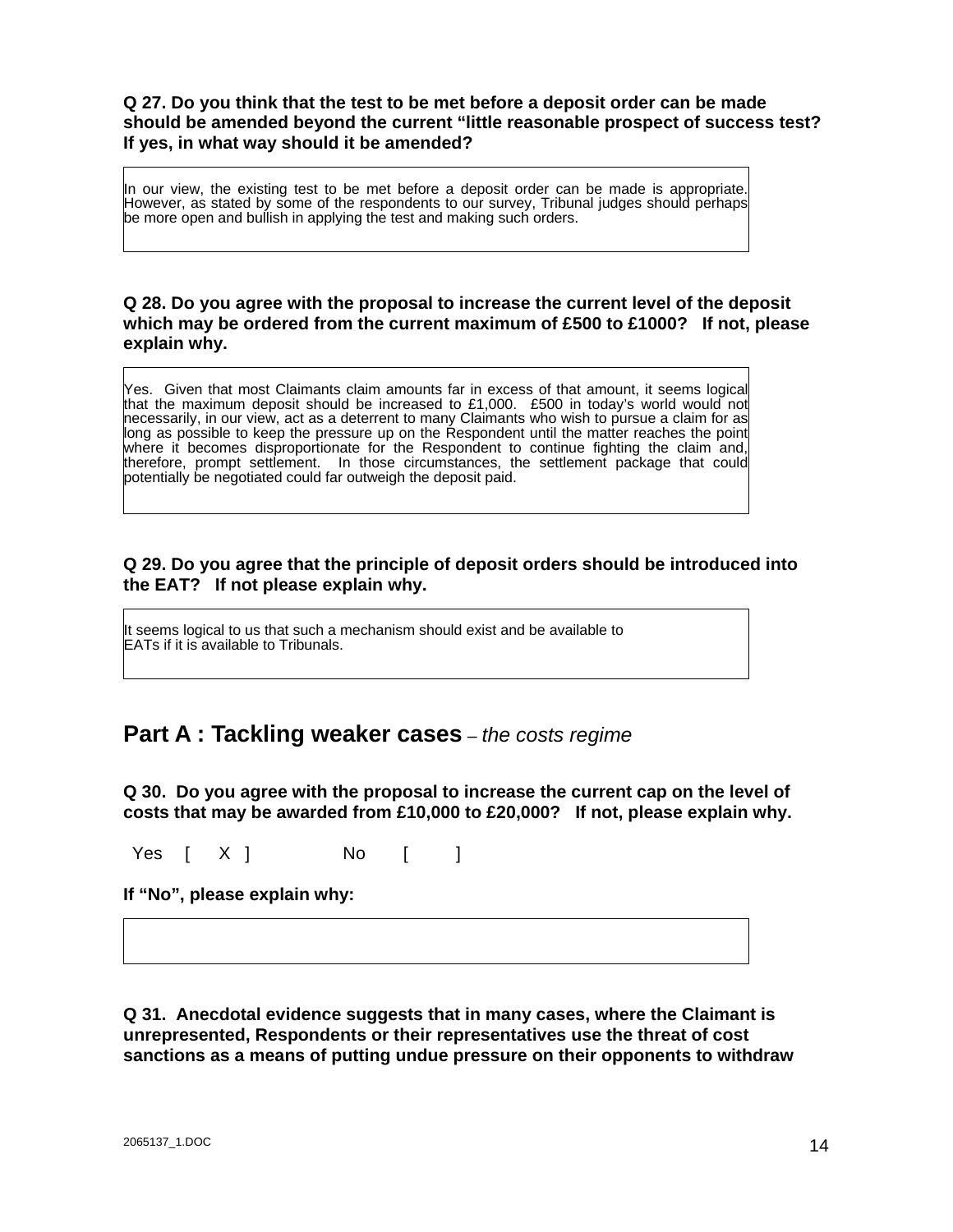**Q 27. Do you think that the test to be met before a deposit order can be made should be amended beyond the current "little reasonable prospect of success test? If yes, in what way should it be amended?**

In our view, the existing test to be met before a deposit order can be made is appropriate. However, as stated by some of the respondents to our survey, Tribunal judges should perhaps be more open and bullish in applying the test and making such orders.

**Q 28. Do you agree with the proposal to increase the current level of the deposit which may be ordered from the current maximum of £500 to £1000? If not, please explain why.**

Yes. Given that most Claimants claim amounts far in excess of that amount, it seems logical that the maximum deposit should be increased to £1,000. £500 in today's world would not necessarily, in our view, act as a deterrent to many Claimants who wish to pursue a claim for as long as possible to keep the pressure up on the Respondent until the matter reaches the point where it becomes disproportionate for the Respondent to continue fighting the claim and, therefore, prompt settlement. In those circumstances, the settlement package that could potentially be negotiated could far outweigh the deposit paid.

**Q 29. Do you agree that the principle of deposit orders should be introduced into the EAT? If not please explain why.**

It seems logical to us that such a mechanism should exist and be available to EATs if it is available to Tribunals.

## Part A : Tackling weaker cases – *the costs regime*

**Q 30. Do you agree with the proposal to increase the current cap on the level of costs that may be awarded from £10,000 to £20,000? If not, please explain why.**

Yes [ X ] No [ ]

**If "No", please explain why:**

**Q 31. Anecdotal evidence suggests that in many cases, where the Claimant is unrepresented, Respondents or their representatives use the threat of cost sanctions as a means of putting undue pressure on their opponents to withdraw**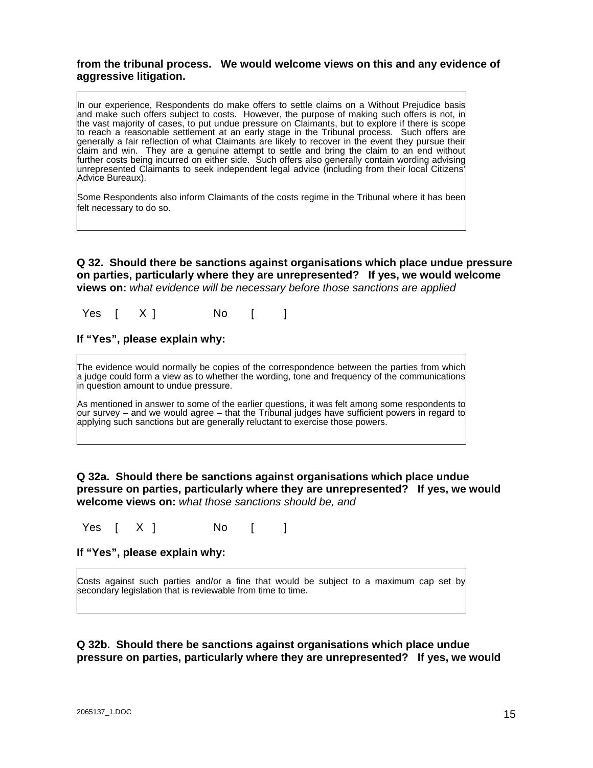**from the tribunal process. We would welcome views on this and any evidence of aggressive litigation.**

In our experience, Respondents do make offers to settle claims on a Without Prejudice basis and make such offers subject to costs. However, the purpose of making such offers is not, in the vast majority of cases, to put undue pressure on Claimants, but to explore if there is scope to reach a reasonable settlement at an early stage in the Tribunal process. Such offers are generally a fair reflection of what Claimants are likely to recover in the event they pursue their claim and win. They are a genuine attempt to settle and bring the claim to an end without further costs being incurred on either side. Such offers also generally contain wording advising unrepresented Claimants to seek independent legal advice (including from their local Citizens' Advice Bureaux).

Some Respondents also inform Claimants of the costs regime in the Tribunal where it has been felt necessary to do so.

**Q 32. Should there be sanctions against organisations which place undue pressure on parties, particularly where they are unrepresented? If yes, we would welcome views on:** *what evidence will be necessary before those sanctions are applied*

Yes [ X ]    No [ ]

**If "Yes", please explain why:**

The evidence would normally be copies of the correspondence between the parties from which a judge could form a view as to whether the wording, tone and frequency of the communications in question amount to undue pressure.

As mentioned in answer to some of the earlier questions, it was felt among some respondents to our survey – and we would agree – that the Tribunal judges have sufficient powers in regard to applying such sanctions but are generally reluctant to exercise those powers.

**Q 32a. Should there be sanctions against organisations which place undue pressure on parties, particularly where they are unrepresented? If yes, we would welcome views on:** *what those sanctions should be, and*

Yes [ X ]    No [ ]

**If "Yes", please explain why:**

Costs against such parties and/or a fine that would be subject to a maximum cap set by secondary legislation that is reviewable from time to time.

**Q 32b. Should there be sanctions against organisations which place undue pressure on parties, particularly where they are unrepresented? If yes, we would**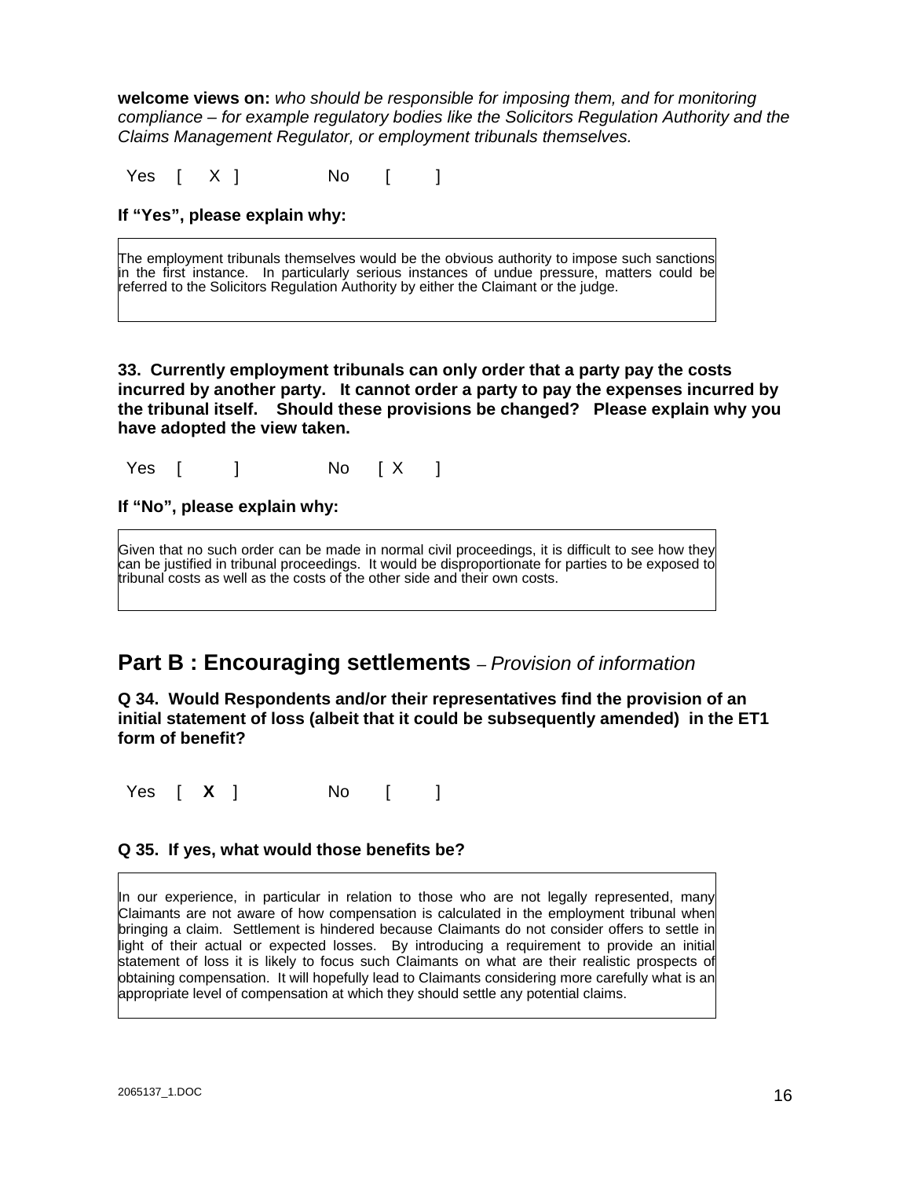**welcome views on:** *who should be responsible for imposing them, and for monitoring compliance – for example regulatory bodies like the Solicitors Regulation Authority and the Claims Management Regulator, or employment tribunals themselves.*

Yes [ X ]  No [ ]

**If "Yes", please explain why:**

The employment tribunals themselves would be the obvious authority to impose such sanctions in the first instance. In particularly serious instances of undue pressure, matters could be referred to the Solicitors Regulation Authority by either the Claimant or the judge.

**33. Currently employment tribunals can only order that a party pay the costs incurred by another party. It cannot order a party to pay the expenses incurred by the tribunal itself. Should these provisions be changed? Please explain why you have adopted the view taken.**

Yes [ ]  No [ X ]

**If "No", please explain why:**

Given that no such order can be made in normal civil proceedings, it is difficult to see how they can be justified in tribunal proceedings. It would be disproportionate for parties to be exposed to tribunal costs as well as the costs of the other side and their own costs.

## Part B : Encouraging settlements – *Provision of information*

**Q 34. Would Respondents and/or their representatives find the provision of an initial statement of loss (albeit that it could be subsequently amended) in the ET1 form of benefit?**

Yes [ **X** ]  No [ ]

**Q 35. If yes, what would those benefits be?**

In our experience, in particular in relation to those who are not legally represented, many Claimants are not aware of how compensation is calculated in the employment tribunal when bringing a claim. Settlement is hindered because Claimants do not consider offers to settle in light of their actual or expected losses. By introducing a requirement to provide an initial statement of loss it is likely to focus such Claimants on what are their realistic prospects of obtaining compensation. It will hopefully lead to Claimants considering more carefully what is an appropriate level of compensation at which they should settle any potential claims.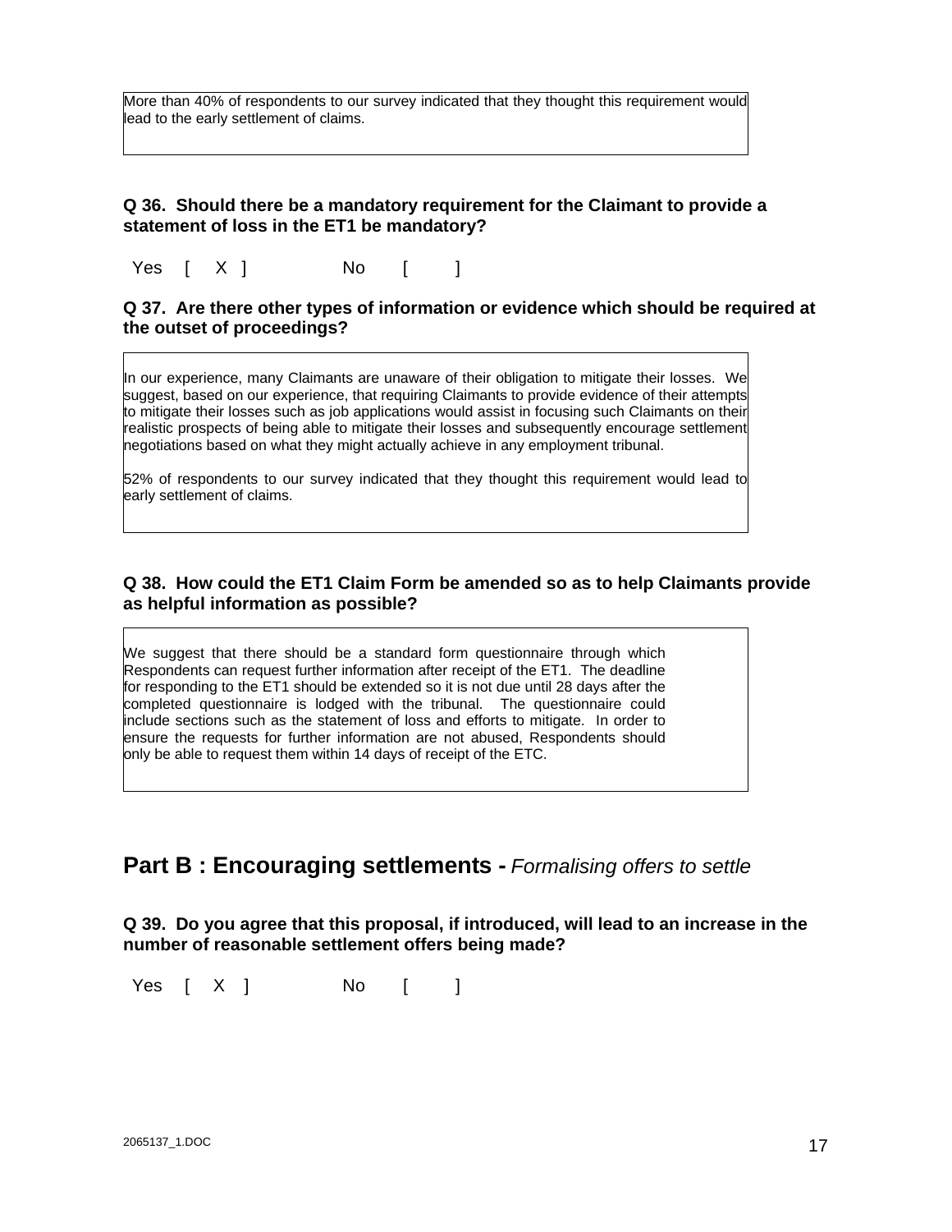More than 40% of respondents to our survey indicated that they thought this requirement would lead to the early settlement of claims.

**Q 36. Should there be a mandatory requirement for the Claimant to provide a statement of loss in the ET1 be mandatory?**

Yes [ X ] No [ ]

**Q 37. Are there other types of information or evidence which should be required at the outset of proceedings?**

In our experience, many Claimants are unaware of their obligation to mitigate their losses. We suggest, based on our experience, that requiring Claimants to provide evidence of their attempts to mitigate their losses such as job applications would assist in focusing such Claimants on their realistic prospects of being able to mitigate their losses and subsequently encourage settlement negotiations based on what they might actually achieve in any employment tribunal.

52% of respondents to our survey indicated that they thought this requirement would lead to early settlement of claims.

**Q 38. How could the ET1 Claim Form be amended so as to help Claimants provide as helpful information as possible?**

We suggest that there should be a standard form questionnaire through which Respondents can request further information after receipt of the ET1. The deadline for responding to the ET1 should be extended so it is not due until 28 days after the completed questionnaire is lodged with the tribunal. The questionnaire could include sections such as the statement of loss and efforts to mitigate. In order to ensure the requests for further information are not abused, Respondents should only be able to request them within 14 days of receipt of the ETC.

## Part B : Encouraging settlements - *Formalising offers to settle*

**Q 39. Do you agree that this proposal, if introduced, will lead to an increase in the number of reasonable settlement offers being made?**

Yes [ X ] No [ ]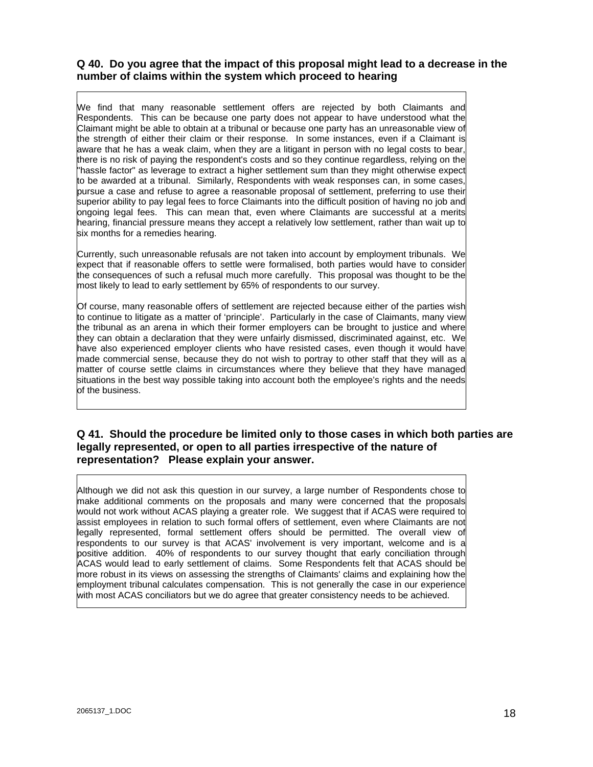### Q 40. Do you agree that the impact of this proposal might lead to a decrease in the number of claims within the system which proceed to hearing

We find that many reasonable settlement offers are rejected by both Claimants and Respondents. This can be because one party does not appear to have understood what the Claimant might be able to obtain at a tribunal or because one party has an unreasonable view of the strength of either their claim or their response. In some instances, even if a Claimant is aware that he has a weak claim, when they are a litigant in person with no legal costs to bear, there is no risk of paying the respondent's costs and so they continue regardless, relying on the "hassle factor" as leverage to extract a higher settlement sum than they might otherwise expect to be awarded at a tribunal. Similarly, Respondents with weak responses can, in some cases, pursue a case and refuse to agree a reasonable proposal of settlement, preferring to use their superior ability to pay legal fees to force Claimants into the difficult position of having no job and ongoing legal fees. This can mean that, even where Claimants are successful at a merits hearing, financial pressure means they accept a relatively low settlement, rather than wait up to six months for a remedies hearing.

Currently, such unreasonable refusals are not taken into account by employment tribunals. We expect that if reasonable offers to settle were formalised, both parties would have to consider the consequences of such a refusal much more carefully. This proposal was thought to be the most likely to lead to early settlement by 65% of respondents to our survey.

Of course, many reasonable offers of settlement are rejected because either of the parties wish to continue to litigate as a matter of 'principle'. Particularly in the case of Claimants, many view the tribunal as an arena in which their former employers can be brought to justice and where they can obtain a declaration that they were unfairly dismissed, discriminated against, etc. We have also experienced employer clients who have resisted cases, even though it would have made commercial sense, because they do not wish to portray to other staff that they will as a matter of course settle claims in circumstances where they believe that they have managed situations in the best way possible taking into account both the employee's rights and the needs of the business.

### Q 41. Should the procedure be limited only to those cases in which both parties are legally represented, or open to all parties irrespective of the nature of representation? Please explain your answer.

Although we did not ask this question in our survey, a large number of Respondents chose to make additional comments on the proposals and many were concerned that the proposals would not work without ACAS playing a greater role. We suggest that if ACAS were required to assist employees in relation to such formal offers of settlement, even where Claimants are not legally represented, formal settlement offers should be permitted. The overall view of respondents to our survey is that ACAS' involvement is very important, welcome and is a positive addition. 40% of respondents to our survey thought that early conciliation through ACAS would lead to early settlement of claims. Some Respondents felt that ACAS should be more robust in its views on assessing the strengths of Claimants' claims and explaining how the employment tribunal calculates compensation. This is not generally the case in our experience with most ACAS conciliators but we do agree that greater consistency needs to be achieved.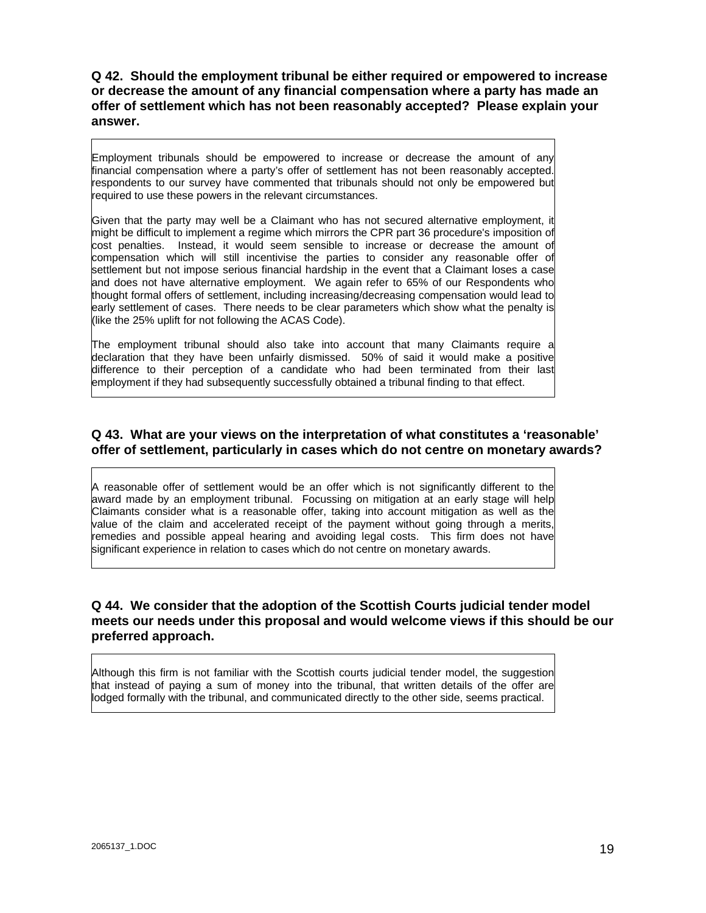**Q 42. Should the employment tribunal be either required or empowered to increase or decrease the amount of any financial compensation where a party has made an offer of settlement which has not been reasonably accepted? Please explain your answer.**

Employment tribunals should be empowered to increase or decrease the amount of any financial compensation where a party's offer of settlement has not been reasonably accepted. respondents to our survey have commented that tribunals should not only be empowered but required to use these powers in the relevant circumstances.

Given that the party may well be a Claimant who has not secured alternative employment, it might be difficult to implement a regime which mirrors the CPR part 36 procedure's imposition of cost penalties. Instead, it would seem sensible to increase or decrease the amount of compensation which will still incentivise the parties to consider any reasonable offer of settlement but not impose serious financial hardship in the event that a Claimant loses a case and does not have alternative employment. We again refer to 65% of our Respondents who thought formal offers of settlement, including increasing/decreasing compensation would lead to early settlement of cases. There needs to be clear parameters which show what the penalty is (like the 25% uplift for not following the ACAS Code).

The employment tribunal should also take into account that many Claimants require a declaration that they have been unfairly dismissed. 50% of said it would make a positive difference to their perception of a candidate who had been terminated from their last employment if they had subsequently successfully obtained a tribunal finding to that effect.

**Q 43. What are your views on the interpretation of what constitutes a 'reasonable' offer of settlement, particularly in cases which do not centre on monetary awards?**

A reasonable offer of settlement would be an offer which is not significantly different to the award made by an employment tribunal. Focussing on mitigation at an early stage will help Claimants consider what is a reasonable offer, taking into account mitigation as well as the value of the claim and accelerated receipt of the payment without going through a merits, remedies and possible appeal hearing and avoiding legal costs. This firm does not have significant experience in relation to cases which do not centre on monetary awards.

**Q 44. We consider that the adoption of the Scottish Courts judicial tender model meets our needs under this proposal and would welcome views if this should be our preferred approach.**

Although this firm is not familiar with the Scottish courts judicial tender model, the suggestion that instead of paying a sum of money into the tribunal, that written details of the offer are lodged formally with the tribunal, and communicated directly to the other side, seems practical.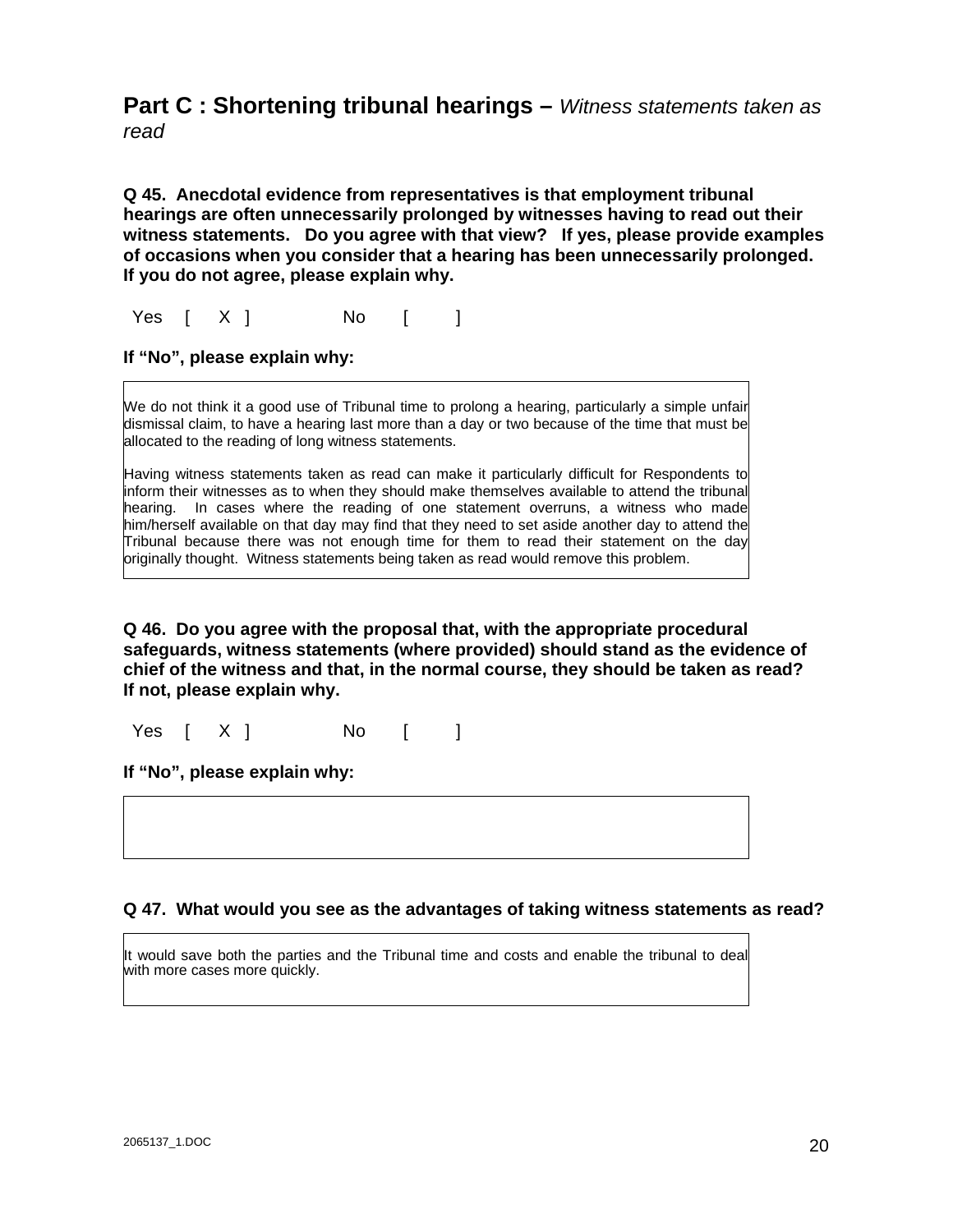## Part C : Shortening tribunal hearings – *Witness statements taken as read*

**Q 45. Anecdotal evidence from representatives is that employment tribunal hearings are often unnecessarily prolonged by witnesses having to read out their witness statements. Do you agree with that view? If yes, please provide examples of occasions when you consider that a hearing has been unnecessarily prolonged. If you do not agree, please explain why.**

Yes [ X ]  No [ ]

**If "No", please explain why:**

We do not think it a good use of Tribunal time to prolong a hearing, particularly a simple unfair dismissal claim, to have a hearing last more than a day or two because of the time that must be allocated to the reading of long witness statements.

Having witness statements taken as read can make it particularly difficult for Respondents to inform their witnesses as to when they should make themselves available to attend the tribunal hearing. In cases where the reading of one statement overruns, a witness who made him/herself available on that day may find that they need to set aside another day to attend the Tribunal because there was not enough time for them to read their statement on the day originally thought. Witness statements being taken as read would remove this problem.

**Q 46. Do you agree with the proposal that, with the appropriate procedural safeguards, witness statements (where provided) should stand as the evidence of chief of the witness and that, in the normal course, they should be taken as read? If not, please explain why.**

Yes [ X ]  No [ ]

**If "No", please explain why:**

**Q 47. What would you see as the advantages of taking witness statements as read?**

It would save both the parties and the Tribunal time and costs and enable the tribunal to deal with more cases more quickly.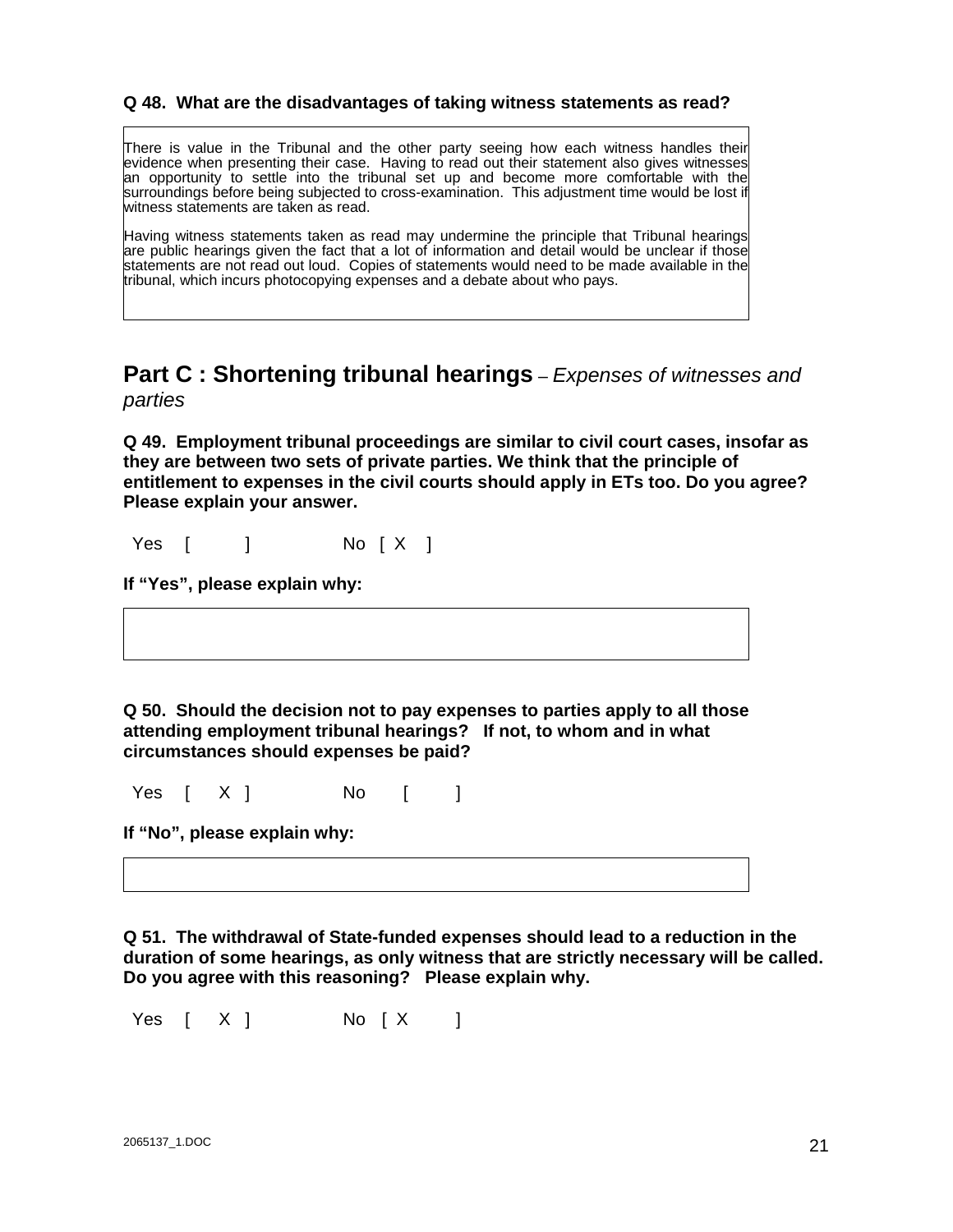**Q 48. What are the disadvantages of taking witness statements as read?**

There is value in the Tribunal and the other party seeing how each witness handles their evidence when presenting their case. Having to read out their statement also gives witnesses an opportunity to settle into the tribunal set up and become more comfortable with the surroundings before being subjected to cross-examination. This adjustment time would be lost if witness statements are taken as read.

Having witness statements taken as read may undermine the principle that Tribunal hearings are public hearings given the fact that a lot of information and detail would be unclear if those statements are not read out loud. Copies of statements would need to be made available in the tribunal, which incurs photocopying expenses and a debate about who pays.

## Part C : Shortening tribunal hearings – *Expenses of witnesses and parties*

**Q 49. Employment tribunal proceedings are similar to civil court cases, insofar as they are between two sets of private parties. We think that the principle of entitlement to expenses in the civil courts should apply in ETs too. Do you agree? Please explain your answer.**

Yes [ ] No [ X ]

**If "Yes", please explain why:**

**Q 50. Should the decision not to pay expenses to parties apply to all those attending employment tribunal hearings? If not, to whom and in what circumstances should expenses be paid?**

Yes [ X ] No [ ]

**If "No", please explain why:**

**Q 51. The withdrawal of State-funded expenses should lead to a reduction in the duration of some hearings, as only witness that are strictly necessary will be called. Do you agree with this reasoning? Please explain why.**

Yes [ X ] No [ X ]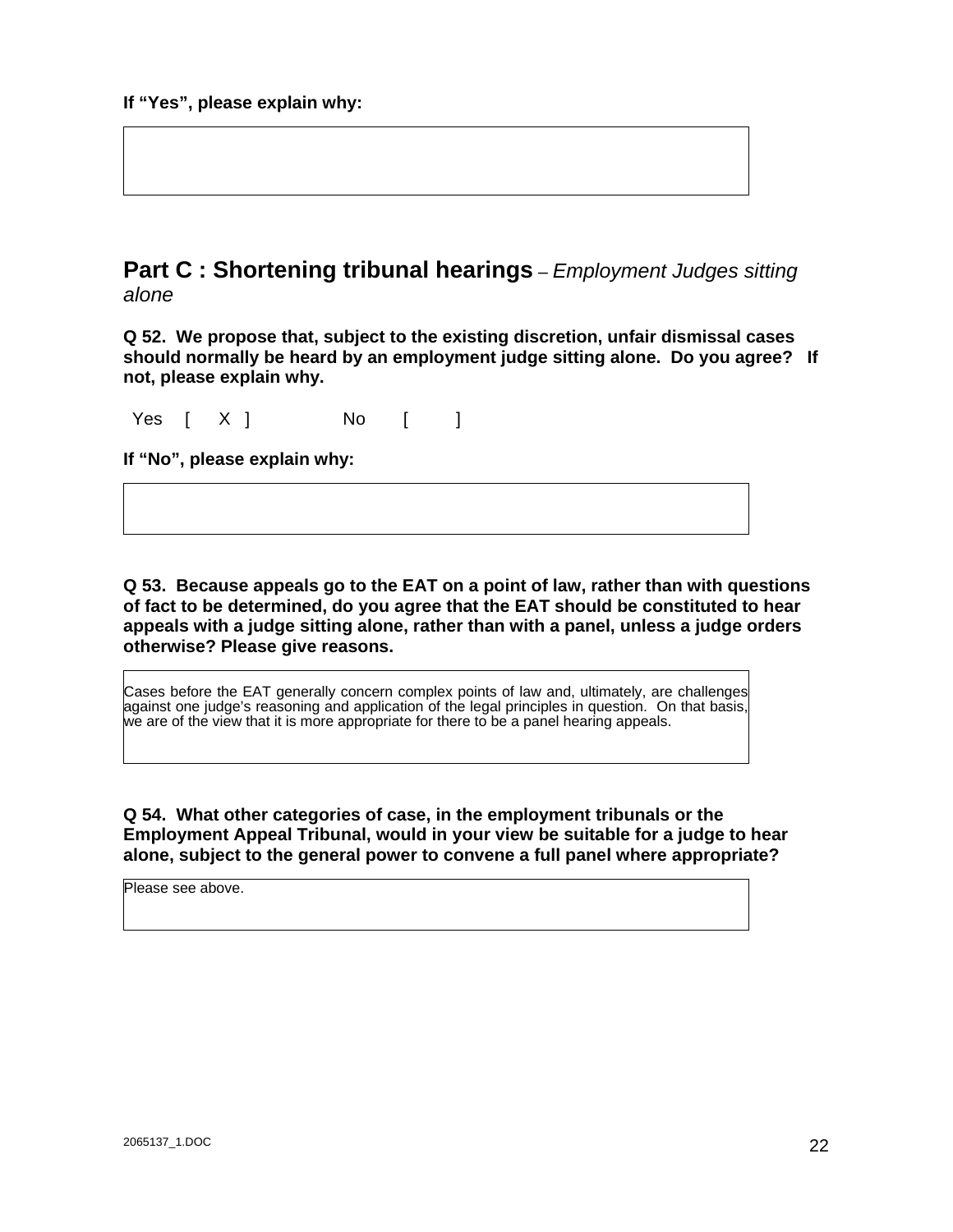**If “Yes”, please explain why:**

## Part C : Shortening tribunal hearings – *Employment Judges sitting alone*

**Q 52. We propose that, subject to the existing discretion, unfair dismissal cases should normally be heard by an employment judge sitting alone. Do you agree? If not, please explain why.**

Yes [ X ] No [ ]

**If “No”, please explain why:**

**Q 53. Because appeals go to the EAT on a point of law, rather than with questions of fact to be determined, do you agree that the EAT should be constituted to hear appeals with a judge sitting alone, rather than with a panel, unless a judge orders otherwise? Please give reasons.**

Cases before the EAT generally concern complex points of law and, ultimately, are challenges against one judge's reasoning and application of the legal principles in question. On that basis, we are of the view that it is more appropriate for there to be a panel hearing appeals.

**Q 54. What other categories of case, in the employment tribunals or the Employment Appeal Tribunal, would in your view be suitable for a judge to hear alone, subject to the general power to convene a full panel where appropriate?**

Please see above.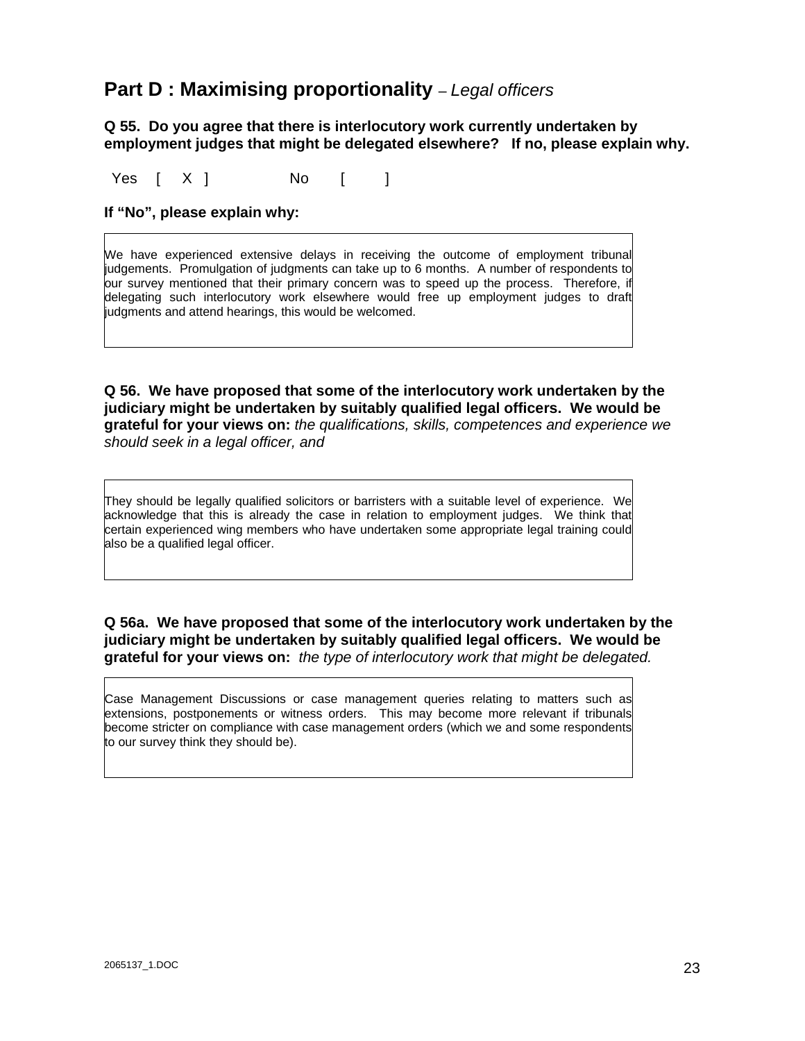## **Part D : Maximising proportionality** – *Legal officers*

**Q 55. Do you agree that there is interlocutory work currently undertaken by employment judges that might be delegated elsewhere? If no, please explain why.**

Yes [ X ]  No [ ]

**If "No", please explain why:**

We have experienced extensive delays in receiving the outcome of employment tribunal judgements. Promulgation of judgments can take up to 6 months. A number of respondents to our survey mentioned that their primary concern was to speed up the process. Therefore, if delegating such interlocutory work elsewhere would free up employment judges to draft judgments and attend hearings, this would be welcomed.

**Q 56. We have proposed that some of the interlocutory work undertaken by the judiciary might be undertaken by suitably qualified legal officers. We would be grateful for your views on:** *the qualifications, skills, competences and experience we should seek in a legal officer, and*

They should be legally qualified solicitors or barristers with a suitable level of experience. We acknowledge that this is already the case in relation to employment judges. We think that certain experienced wing members who have undertaken some appropriate legal training could also be a qualified legal officer.

**Q 56a. We have proposed that some of the interlocutory work undertaken by the judiciary might be undertaken by suitably qualified legal officers. We would be grateful for your views on:** *the type of interlocutory work that might be delegated.*

Case Management Discussions or case management queries relating to matters such as extensions, postponements or witness orders. This may become more relevant if tribunals become stricter on compliance with case management orders (which we and some respondents to our survey think they should be).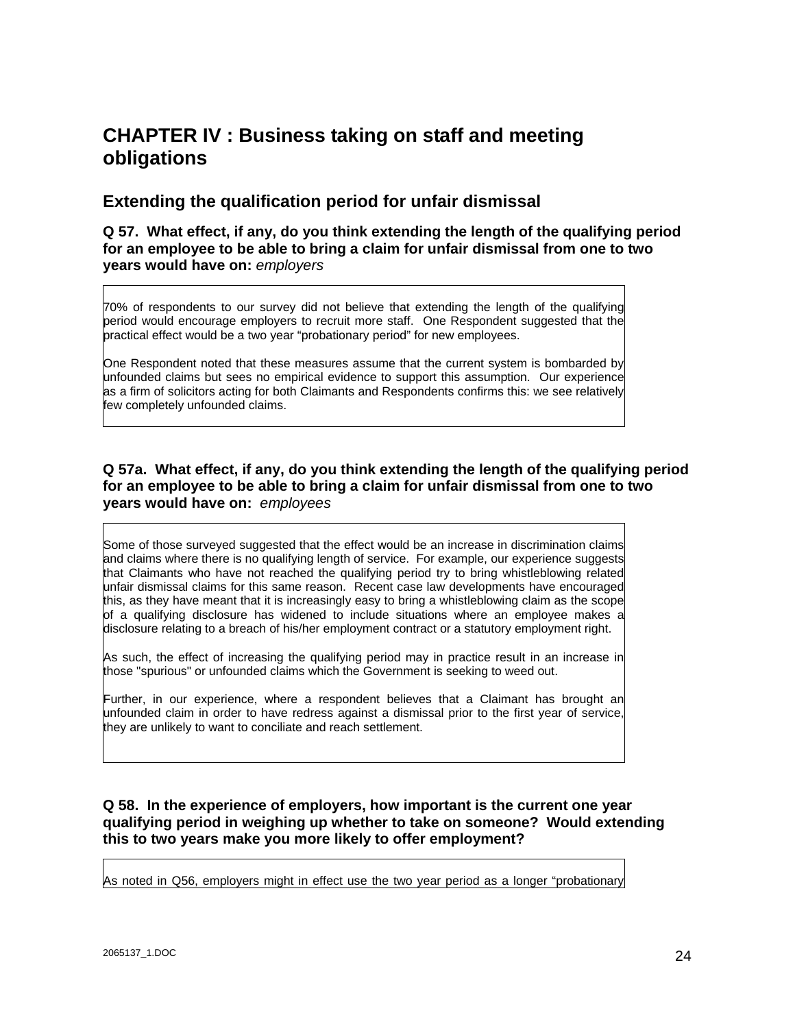# CHAPTER IV : Business taking on staff and meeting obligations

## Extending the qualification period for unfair dismissal

**Q 57. What effect, if any, do you think extending the length of the qualifying period for an employee to be able to bring a claim for unfair dismissal from one to two years would have on:** *employers*

70% of respondents to our survey did not believe that extending the length of the qualifying period would encourage employers to recruit more staff. One Respondent suggested that the practical effect would be a two year "probationary period" for new employees.

One Respondent noted that these measures assume that the current system is bombarded by unfounded claims but sees no empirical evidence to support this assumption. Our experience as a firm of solicitors acting for both Claimants and Respondents confirms this: we see relatively few completely unfounded claims.

**Q 57a. What effect, if any, do you think extending the length of the qualifying period for an employee to be able to bring a claim for unfair dismissal from one to two years would have on:** *employees*

Some of those surveyed suggested that the effect would be an increase in discrimination claims and claims where there is no qualifying length of service. For example, our experience suggests that Claimants who have not reached the qualifying period try to bring whistleblowing related unfair dismissal claims for this same reason. Recent case law developments have encouraged this, as they have meant that it is increasingly easy to bring a whistleblowing claim as the scope of a qualifying disclosure has widened to include situations where an employee makes a disclosure relating to a breach of his/her employment contract or a statutory employment right.

As such, the effect of increasing the qualifying period may in practice result in an increase in those "spurious" or unfounded claims which the Government is seeking to weed out.

Further, in our experience, where a respondent believes that a Claimant has brought an unfounded claim in order to have redress against a dismissal prior to the first year of service, they are unlikely to want to conciliate and reach settlement.

**Q 58. In the experience of employers, how important is the current one year qualifying period in weighing up whether to take on someone? Would extending this to two years make you more likely to offer employment?**

As noted in Q56, employers might in effect use the two year period as a longer "probationary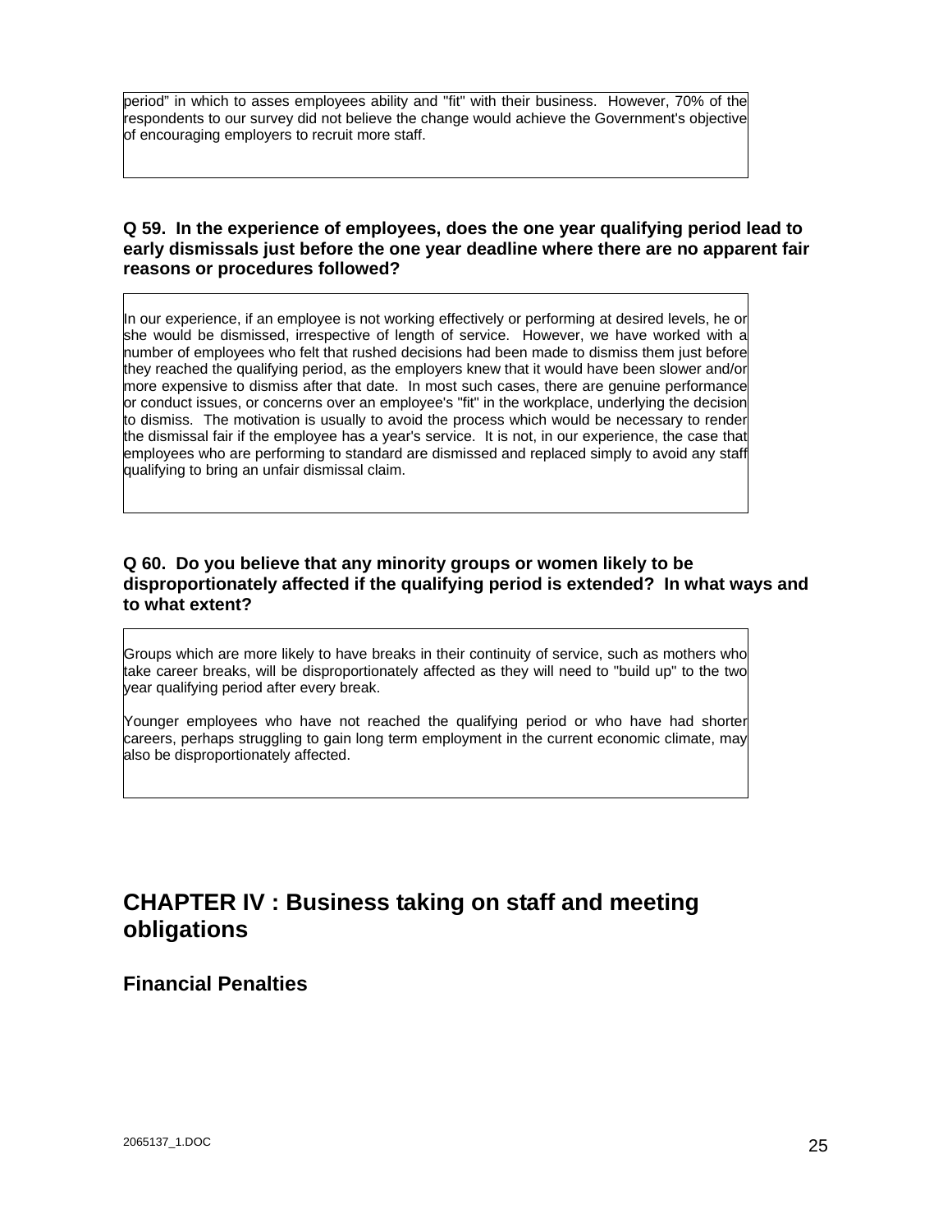period" in which to asses employees ability and "fit" with their business. However, 70% of the respondents to our survey did not believe the change would achieve the Government's objective of encouraging employers to recruit more staff.

**Q 59. In the experience of employees, does the one year qualifying period lead to early dismissals just before the one year deadline where there are no apparent fair reasons or procedures followed?**

In our experience, if an employee is not working effectively or performing at desired levels, he or she would be dismissed, irrespective of length of service. However, we have worked with a number of employees who felt that rushed decisions had been made to dismiss them just before they reached the qualifying period, as the employers knew that it would have been slower and/or more expensive to dismiss after that date. In most such cases, there are genuine performance or conduct issues, or concerns over an employee's "fit" in the workplace, underlying the decision to dismiss. The motivation is usually to avoid the process which would be necessary to render the dismissal fair if the employee has a year's service. It is not, in our experience, the case that employees who are performing to standard are dismissed and replaced simply to avoid any staff qualifying to bring an unfair dismissal claim.

**Q 60. Do you believe that any minority groups or women likely to be disproportionately affected if the qualifying period is extended? In what ways and to what extent?**

Groups which are more likely to have breaks in their continuity of service, such as mothers who take career breaks, will be disproportionately affected as they will need to "build up" to the two year qualifying period after every break.

Younger employees who have not reached the qualifying period or who have had shorter careers, perhaps struggling to gain long term employment in the current economic climate, may also be disproportionately affected.

# CHAPTER IV : Business taking on staff and meeting obligations

## Financial Penalties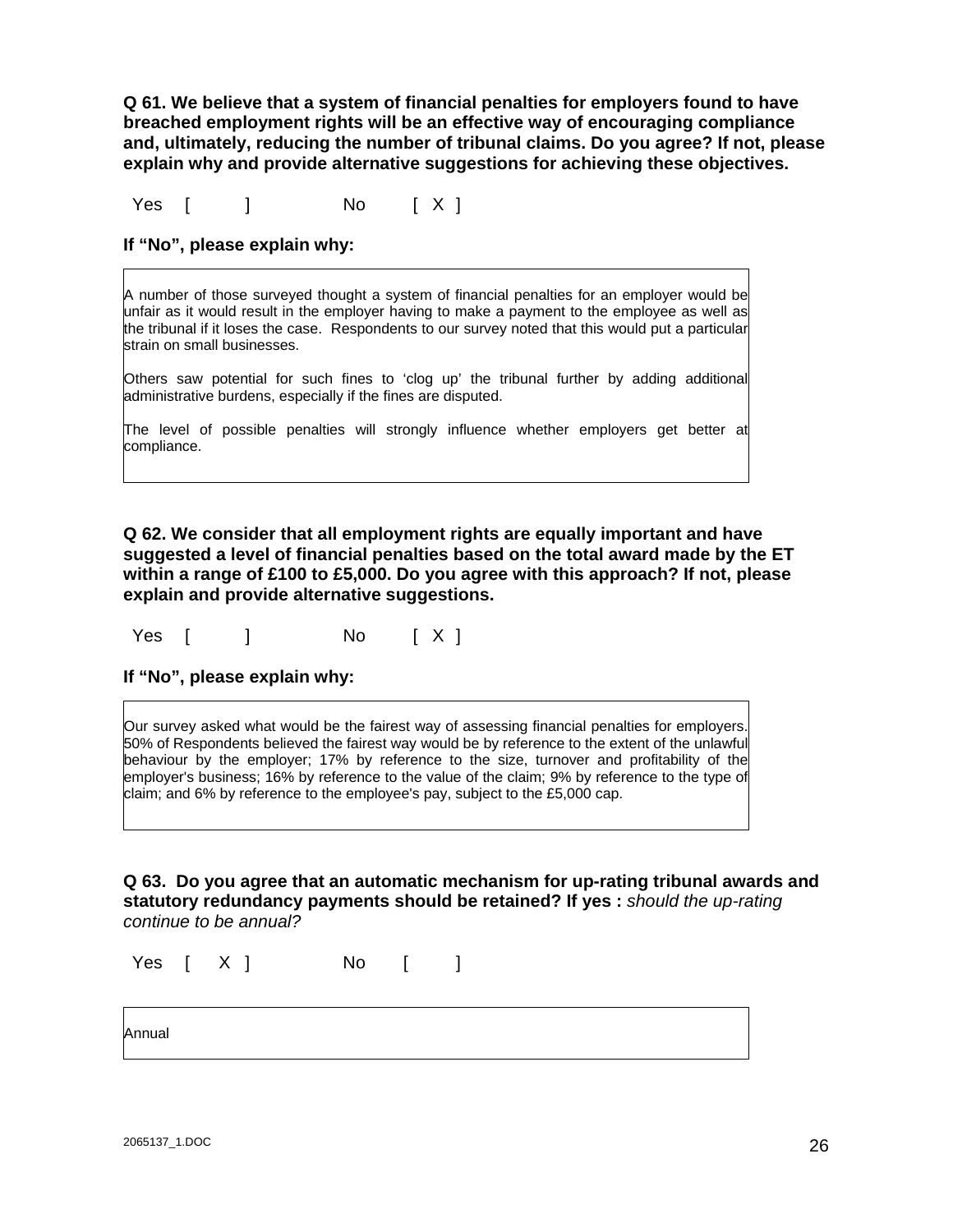**Q 61. We believe that a system of financial penalties for employers found to have breached employment rights will be an effective way of encouraging compliance and, ultimately, reducing the number of tribunal claims. Do you agree? If not, please explain why and provide alternative suggestions for achieving these objectives.**

Yes [ ] No [ X ]

**If "No", please explain why:**

A number of those surveyed thought a system of financial penalties for an employer would be unfair as it would result in the employer having to make a payment to the employee as well as the tribunal if it loses the case. Respondents to our survey noted that this would put a particular strain on small businesses.

Others saw potential for such fines to 'clog up' the tribunal further by adding additional administrative burdens, especially if the fines are disputed.

The level of possible penalties will strongly influence whether employers get better at compliance.

**Q 62. We consider that all employment rights are equally important and have suggested a level of financial penalties based on the total award made by the ET within a range of £100 to £5,000. Do you agree with this approach? If not, please explain and provide alternative suggestions.**

Yes [ ] No [ X ]

**If "No", please explain why:**

Our survey asked what would be the fairest way of assessing financial penalties for employers. 50% of Respondents believed the fairest way would be by reference to the extent of the unlawful behaviour by the employer; 17% by reference to the size, turnover and profitability of the employer's business; 16% by reference to the value of the claim; 9% by reference to the type of claim; and 6% by reference to the employee's pay, subject to the £5,000 cap.

**Q 63. Do you agree that an automatic mechanism for up-rating tribunal awards and statutory redundancy payments should be retained? If yes :** *should the up-rating continue to be annual?*

Yes [ X ] No [ ]

Annual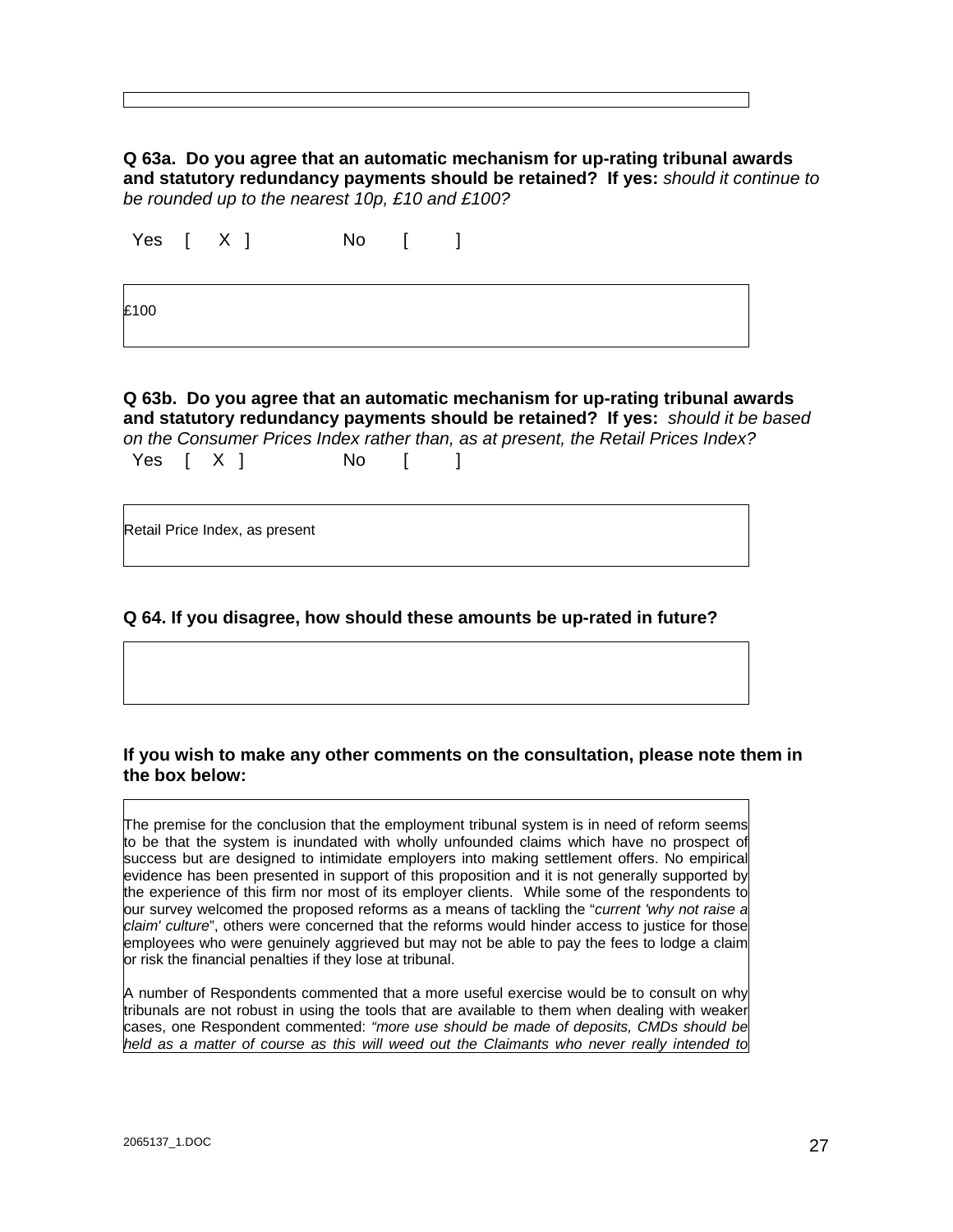**Q 63a. Do you agree that an automatic mechanism for up-rating tribunal awards and statutory redundancy payments should be retained? If yes:** *should it continue to be rounded up to the nearest 10p, £10 and £100?*

Yes [ X ] No [ ]

£100

**Q 63b. Do you agree that an automatic mechanism for up-rating tribunal awards and statutory redundancy payments should be retained? If yes:** *should it be based on the Consumer Prices Index rather than, as at present, the Retail Prices Index?*

Yes [ X ] No [ ]

Retail Price Index, as present

**Q 64. If you disagree, how should these amounts be up-rated in future?**

**If you wish to make any other comments on the consultation, please note them in the box below:**

The premise for the conclusion that the employment tribunal system is in need of reform seems to be that the system is inundated with wholly unfounded claims which have no prospect of success but are designed to intimidate employers into making settlement offers. No empirical evidence has been presented in support of this proposition and it is not generally supported by the experience of this firm nor most of its employer clients. While some of the respondents to our survey welcomed the proposed reforms as a means of tackling the "*current 'why not raise a claim' culture*", others were concerned that the reforms would hinder access to justice for those employees who were genuinely aggrieved but may not be able to pay the fees to lodge a claim or risk the financial penalties if they lose at tribunal.

A number of Respondents commented that a more useful exercise would be to consult on why tribunals are not robust in using the tools that are available to them when dealing with weaker cases, one Respondent commented: *"more use should be made of deposits, CMDs should be held as a matter of course as this will weed out the Claimants who never really intended to*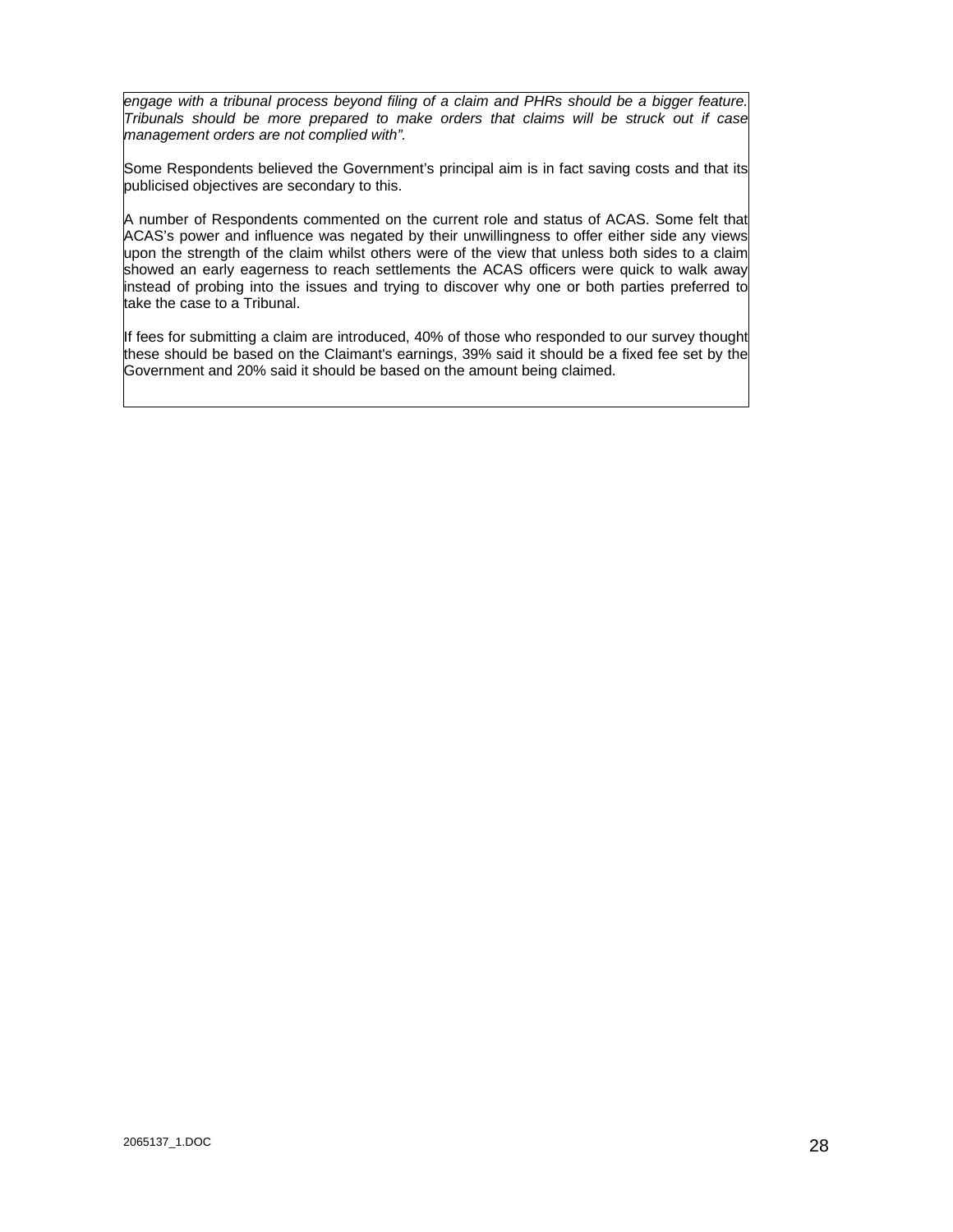*engage with a tribunal process beyond filing of a claim and PHRs should be a bigger feature. Tribunals should be more prepared to make orders that claims will be struck out if case management orders are not complied with".*

Some Respondents believed the Government's principal aim is in fact saving costs and that its publicised objectives are secondary to this.

A number of Respondents commented on the current role and status of ACAS. Some felt that ACAS's power and influence was negated by their unwillingness to offer either side any views upon the strength of the claim whilst others were of the view that unless both sides to a claim showed an early eagerness to reach settlements the ACAS officers were quick to walk away instead of probing into the issues and trying to discover why one or both parties preferred to take the case to a Tribunal.

If fees for submitting a claim are introduced, 40% of those who responded to our survey thought these should be based on the Claimant's earnings, 39% said it should be a fixed fee set by the Government and 20% said it should be based on the amount being claimed.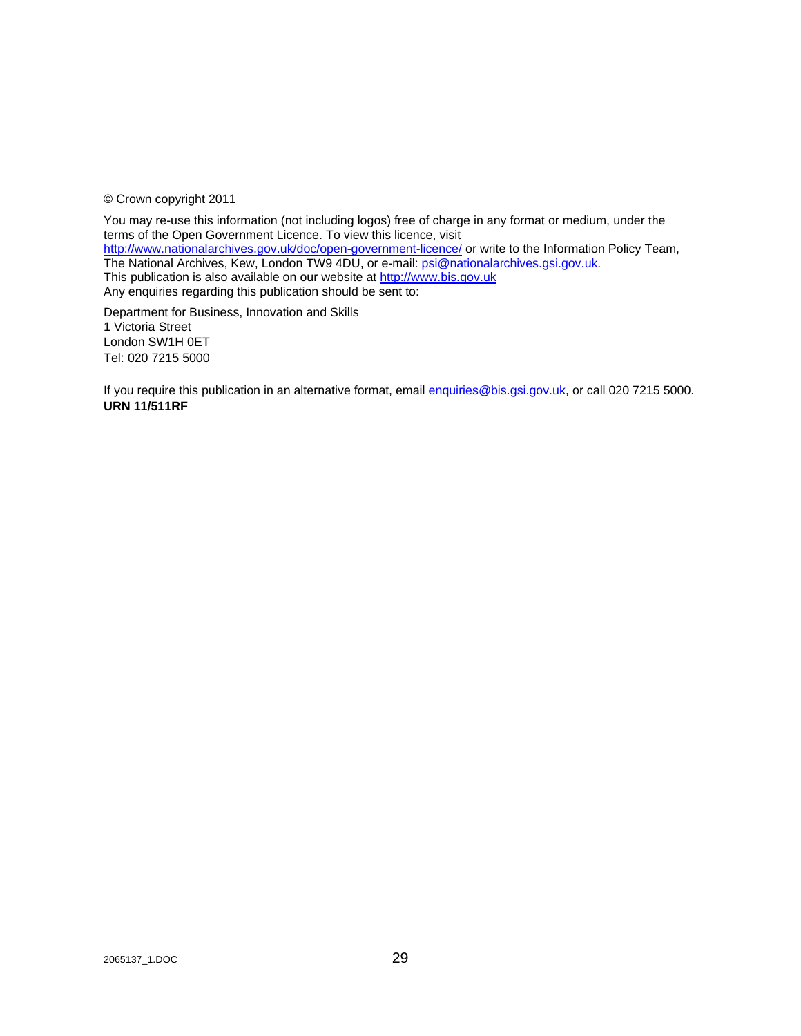© Crown copyright 2011

You may re-use this information (not including logos) free of charge in any format or medium, under the terms of the Open Government Licence. To view this licence, visit http://www.nationalarchives.gov.uk/doc/open-government-licence/ or write to the Information Policy Team, The National Archives, Kew, London TW9 4DU, or e-mail: psi@nationalarchives.gsi.gov.uk.
This publication is also available on our website at http://www.bis.gov.uk
Any enquiries regarding this publication should be sent to:

Department for Business, Innovation and Skills
1 Victoria Street
London SW1H 0ET
Tel: 020 7215 5000

If you require this publication in an alternative format, email enquiries@bis.gsi.gov.uk, or call 020 7215 5000.
**URN 11/511RF**